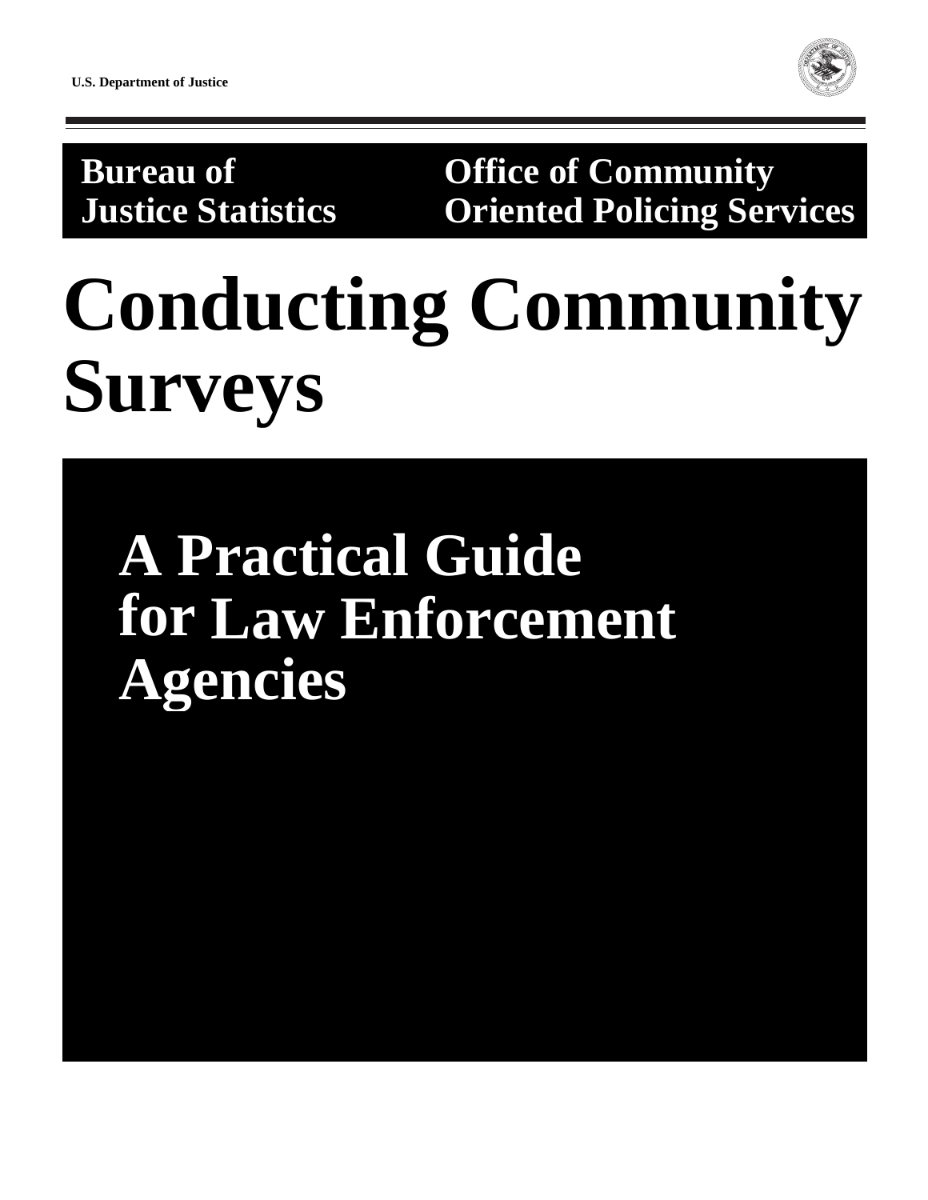U.S. Department of Justice

**Bureau of Justice Statistics**

**Office of Community Oriented Policing Services**

# Conducting Community Surveys

## A Practical Guide for Law Enforcement Agencies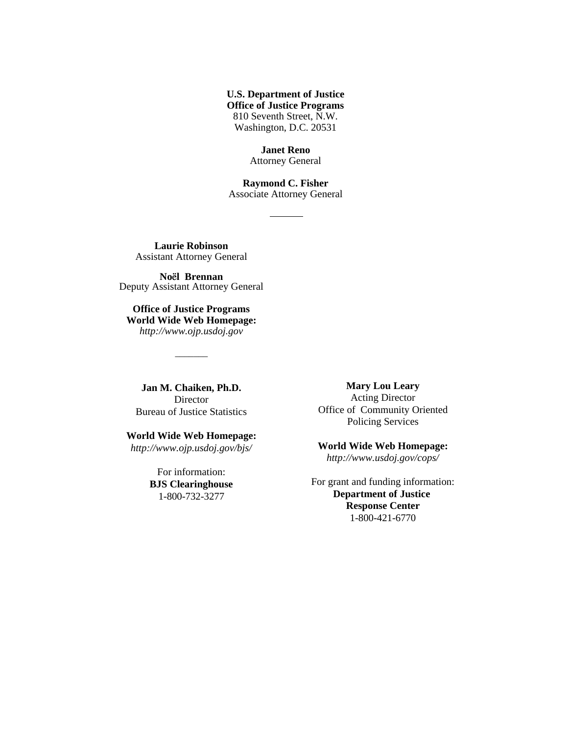**U.S. Department of Justice**
**Office of Justice Programs**
810 Seventh Street, N.W.
Washington, D.C. 20531

**Janet Reno**
Attorney General

**Raymond C. Fisher**
Associate Attorney General

---

**Laurie Robinson**
Assistant Attorney General

**Noël Brennan**
Deputy Assistant Attorney General

**Office of Justice Programs**
**World Wide Web Homepage:**
*http://www.ojp.usdoj.gov*

---

**Jan M. Chaiken, Ph.D.**
Director
Bureau of Justice Statistics

**World Wide Web Homepage:**
*http://www.ojp.usdoj.gov/bjs/*

For information:
**BJS Clearinghouse**
1-800-732-3277

**Mary Lou Leary**
Acting Director
Office of Community Oriented Policing Services

**World Wide Web Homepage:**
*http://www.usdoj.gov/cops/*

For grant and funding information:
**Department of Justice**
**Response Center**
1-800-421-6770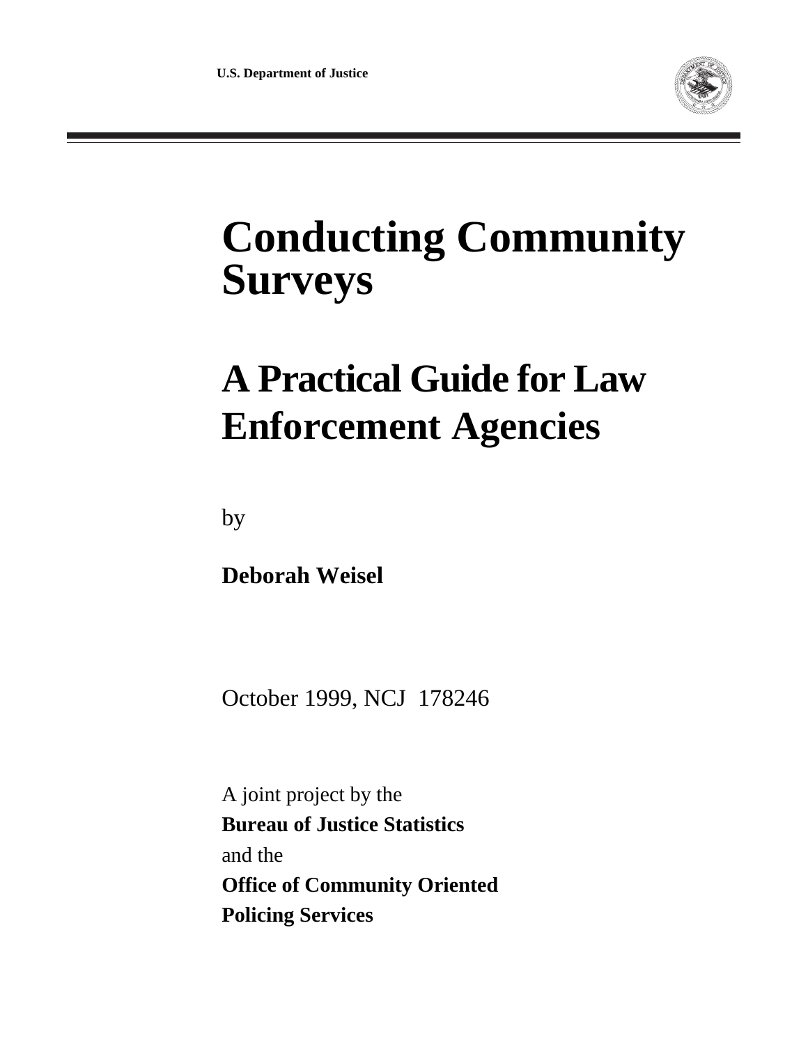U.S. Department of Justice

# Conducting Community Surveys

## A Practical Guide for Law Enforcement Agencies

by

**Deborah Weisel**

October 1999, NCJ 178246

A joint project by the
**Bureau of Justice Statistics**
and the
**Office of Community Oriented Policing Services**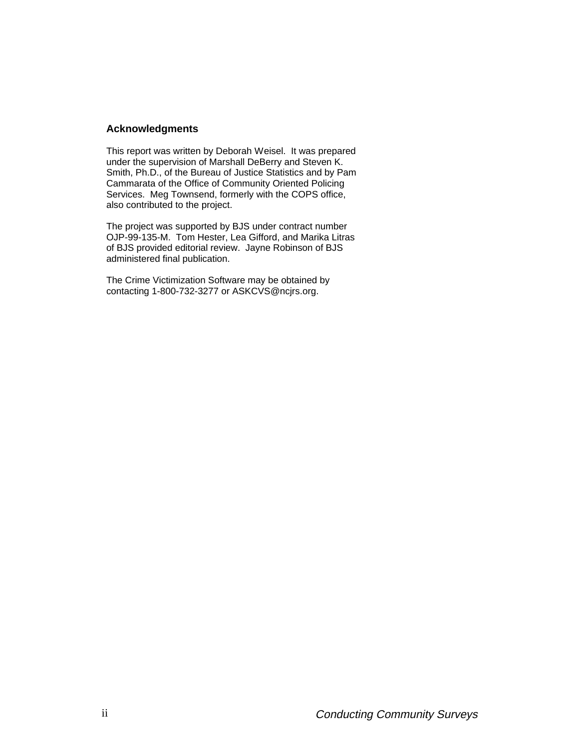## Acknowledgments

This report was written by Deborah Weisel. It was prepared under the supervision of Marshall DeBerry and Steven K. Smith, Ph.D., of the Bureau of Justice Statistics and by Pam Cammarata of the Office of Community Oriented Policing Services. Meg Townsend, formerly with the COPS office, also contributed to the project.

The project was supported by BJS under contract number OJP-99-135-M. Tom Hester, Lea Gifford, and Marika Litras of BJS provided editorial review. Jayne Robinson of BJS administered final publication.

The Crime Victimization Software may be obtained by contacting 1-800-732-3277 or ASKCVS@ncjrs.org.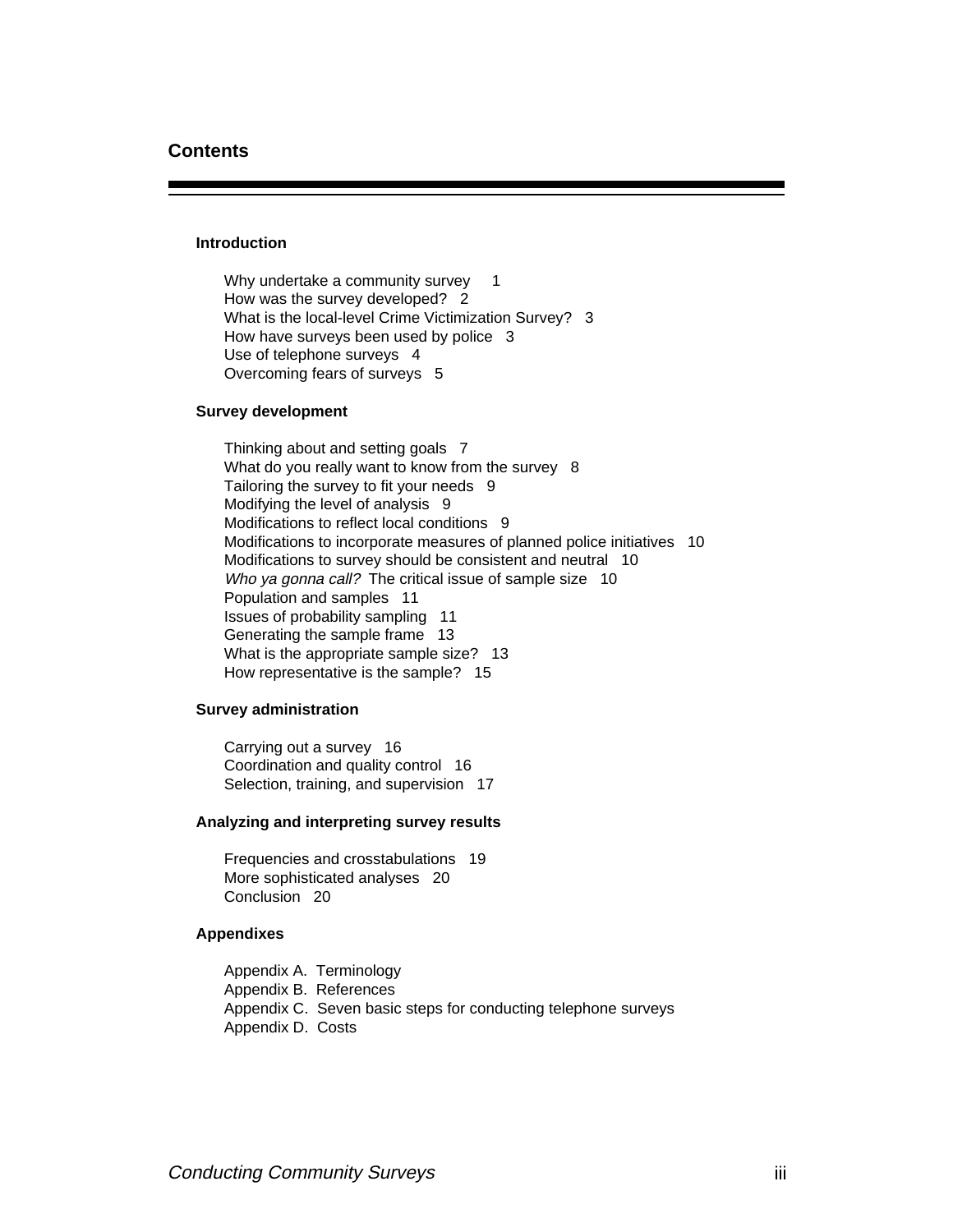# Contents

## Introduction

Why undertake a community survey 1
How was the survey developed? 2
What is the local-level Crime Victimization Survey? 3
How have surveys been used by police 3
Use of telephone surveys 4
Overcoming fears of surveys 5

## Survey development

Thinking about and setting goals 7
What do you really want to know from the survey 8
Tailoring the survey to fit your needs 9
Modifying the level of analysis 9
Modifications to reflect local conditions 9
Modifications to incorporate measures of planned police initiatives 10
Modifications to survey should be consistent and neutral 10
*Who ya gonna call?* The critical issue of sample size 10
Population and samples 11
Issues of probability sampling 11
Generating the sample frame 13
What is the appropriate sample size? 13
How representative is the sample? 15

## Survey administration

Carrying out a survey 16
Coordination and quality control 16
Selection, training, and supervision 17

## Analyzing and interpreting survey results

Frequencies and crosstabulations 19
More sophisticated analyses 20
Conclusion 20

## Appendixes

Appendix A. Terminology
Appendix B. References
Appendix C. Seven basic steps for conducting telephone surveys
Appendix D. Costs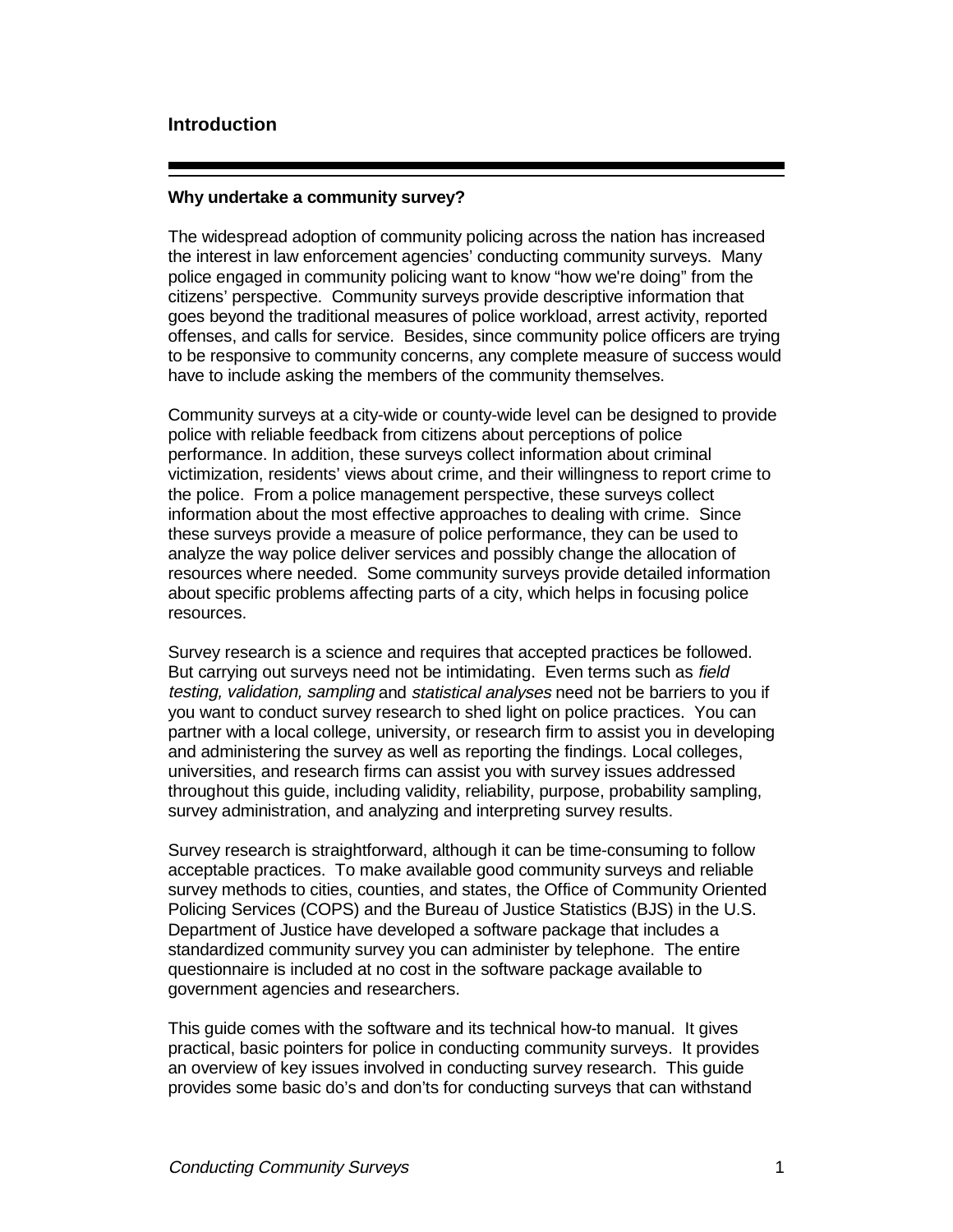## Introduction

### Why undertake a community survey?

The widespread adoption of community policing across the nation has increased the interest in law enforcement agencies' conducting community surveys. Many police engaged in community policing want to know "how we're doing" from the citizens' perspective. Community surveys provide descriptive information that goes beyond the traditional measures of police workload, arrest activity, reported offenses, and calls for service. Besides, since community police officers are trying to be responsive to community concerns, any complete measure of success would have to include asking the members of the community themselves.

Community surveys at a city-wide or county-wide level can be designed to provide police with reliable feedback from citizens about perceptions of police performance. In addition, these surveys collect information about criminal victimization, residents' views about crime, and their willingness to report crime to the police. From a police management perspective, these surveys collect information about the most effective approaches to dealing with crime. Since these surveys provide a measure of police performance, they can be used to analyze the way police deliver services and possibly change the allocation of resources where needed. Some community surveys provide detailed information about specific problems affecting parts of a city, which helps in focusing police resources.

Survey research is a science and requires that accepted practices be followed. But carrying out surveys need not be intimidating. Even terms such as *field testing, validation, sampling* and *statistical analyses* need not be barriers to you if you want to conduct survey research to shed light on police practices. You can partner with a local college, university, or research firm to assist you in developing and administering the survey as well as reporting the findings. Local colleges, universities, and research firms can assist you with survey issues addressed throughout this guide, including validity, reliability, purpose, probability sampling, survey administration, and analyzing and interpreting survey results.

Survey research is straightforward, although it can be time-consuming to follow acceptable practices. To make available good community surveys and reliable survey methods to cities, counties, and states, the Office of Community Oriented Policing Services (COPS) and the Bureau of Justice Statistics (BJS) in the U.S. Department of Justice have developed a software package that includes a standardized community survey you can administer by telephone. The entire questionnaire is included at no cost in the software package available to government agencies and researchers.

This guide comes with the software and its technical how-to manual. It gives practical, basic pointers for police in conducting community surveys. It provides an overview of key issues involved in conducting survey research. This guide provides some basic do's and don'ts for conducting surveys that can withstand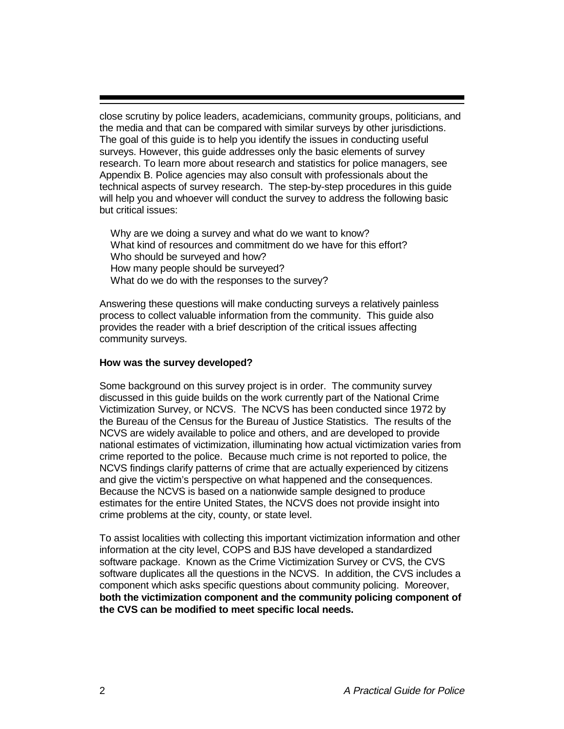close scrutiny by police leaders, academicians, community groups, politicians, and the media and that can be compared with similar surveys by other jurisdictions. The goal of this guide is to help you identify the issues in conducting useful surveys. However, this guide addresses only the basic elements of survey research. To learn more about research and statistics for police managers, see Appendix B. Police agencies may also consult with professionals about the technical aspects of survey research. The step-by-step procedures in this guide will help you and whoever will conduct the survey to address the following basic but critical issues:

- Why are we doing a survey and what do we want to know?
- What kind of resources and commitment do we have for this effort?
- Who should be surveyed and how?
- How many people should be surveyed?
- What do we do with the responses to the survey?

Answering these questions will make conducting surveys a relatively painless process to collect valuable information from the community. This guide also provides the reader with a brief description of the critical issues affecting community surveys.

**How was the survey developed?**

Some background on this survey project is in order. The community survey discussed in this guide builds on the work currently part of the National Crime Victimization Survey, or NCVS. The NCVS has been conducted since 1972 by the Bureau of the Census for the Bureau of Justice Statistics. The results of the NCVS are widely available to police and others, and are developed to provide national estimates of victimization, illuminating how actual victimization varies from crime reported to the police. Because much crime is not reported to police, the NCVS findings clarify patterns of crime that are actually experienced by citizens and give the victim's perspective on what happened and the consequences. Because the NCVS is based on a nationwide sample designed to produce estimates for the entire United States, the NCVS does not provide insight into crime problems at the city, county, or state level.

To assist localities with collecting this important victimization information and other information at the city level, COPS and BJS have developed a standardized software package. Known as the Crime Victimization Survey or CVS, the CVS software duplicates all the questions in the NCVS. In addition, the CVS includes a component which asks specific questions about community policing. Moreover, **both the victimization component and the community policing component of the CVS can be modified to meet specific local needs.**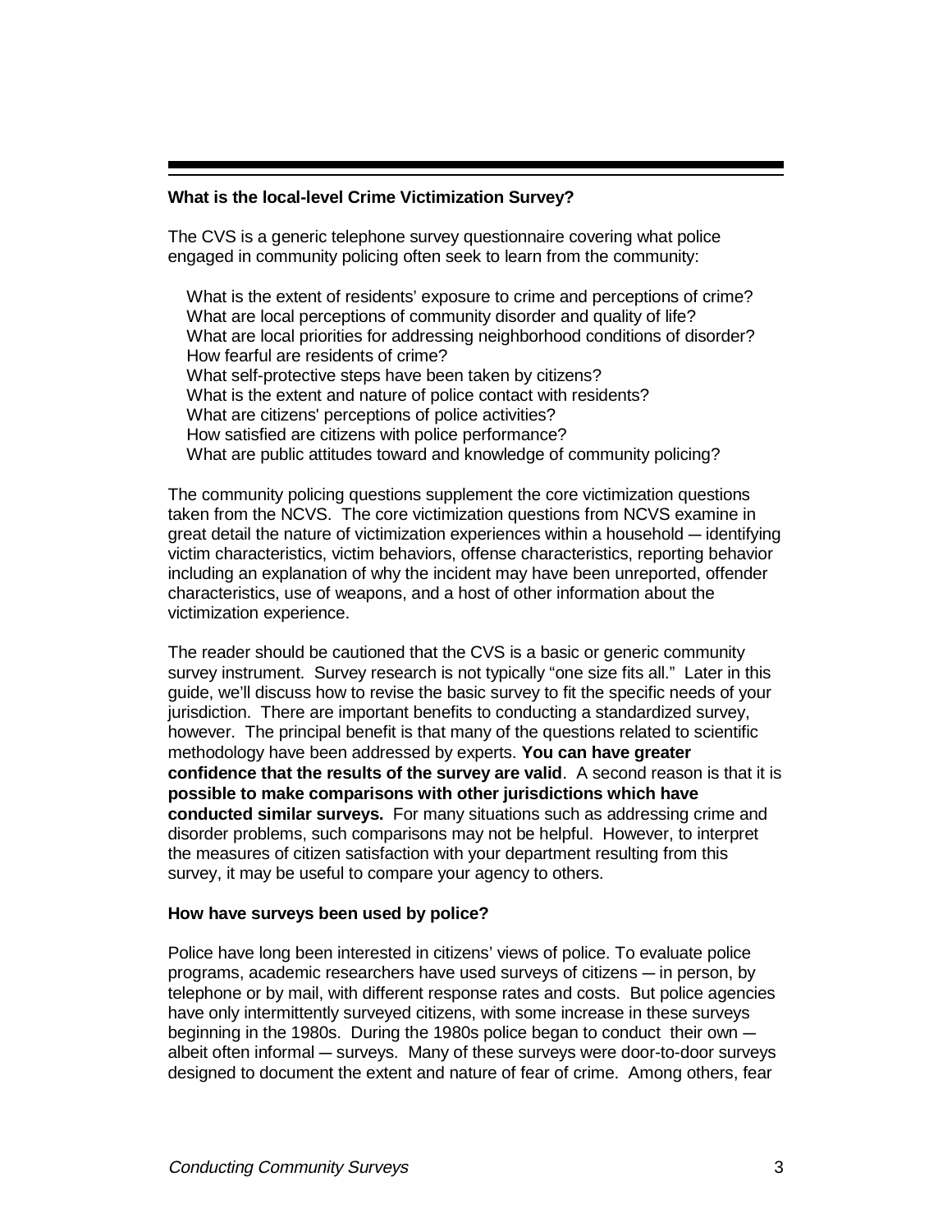### What is the local-level Crime Victimization Survey?

The CVS is a generic telephone survey questionnaire covering what police engaged in community policing often seek to learn from the community:

What is the extent of residents' exposure to crime and perceptions of crime?
What are local perceptions of community disorder and quality of life?
What are local priorities for addressing neighborhood conditions of disorder?
How fearful are residents of crime?
What self-protective steps have been taken by citizens?
What is the extent and nature of police contact with residents?
What are citizens' perceptions of police activities?
How satisfied are citizens with police performance?
What are public attitudes toward and knowledge of community policing?

The community policing questions supplement the core victimization questions taken from the NCVS. The core victimization questions from NCVS examine in great detail the nature of victimization experiences within a household — identifying victim characteristics, victim behaviors, offense characteristics, reporting behavior including an explanation of why the incident may have been unreported, offender characteristics, use of weapons, and a host of other information about the victimization experience.

The reader should be cautioned that the CVS is a basic or generic community survey instrument. Survey research is not typically "one size fits all." Later in this guide, we'll discuss how to revise the basic survey to fit the specific needs of your jurisdiction. There are important benefits to conducting a standardized survey, however. The principal benefit is that many of the questions related to scientific methodology have been addressed by experts. **You can have greater confidence that the results of the survey are valid**. A second reason is that it is **possible to make comparisons with other jurisdictions which have conducted similar surveys.** For many situations such as addressing crime and disorder problems, such comparisons may not be helpful. However, to interpret the measures of citizen satisfaction with your department resulting from this survey, it may be useful to compare your agency to others.

### How have surveys been used by police?

Police have long been interested in citizens' views of police. To evaluate police programs, academic researchers have used surveys of citizens — in person, by telephone or by mail, with different response rates and costs. But police agencies have only intermittently surveyed citizens, with some increase in these surveys beginning in the 1980s. During the 1980s police began to conduct their own — albeit often informal — surveys. Many of these surveys were door-to-door surveys designed to document the extent and nature of fear of crime. Among others, fear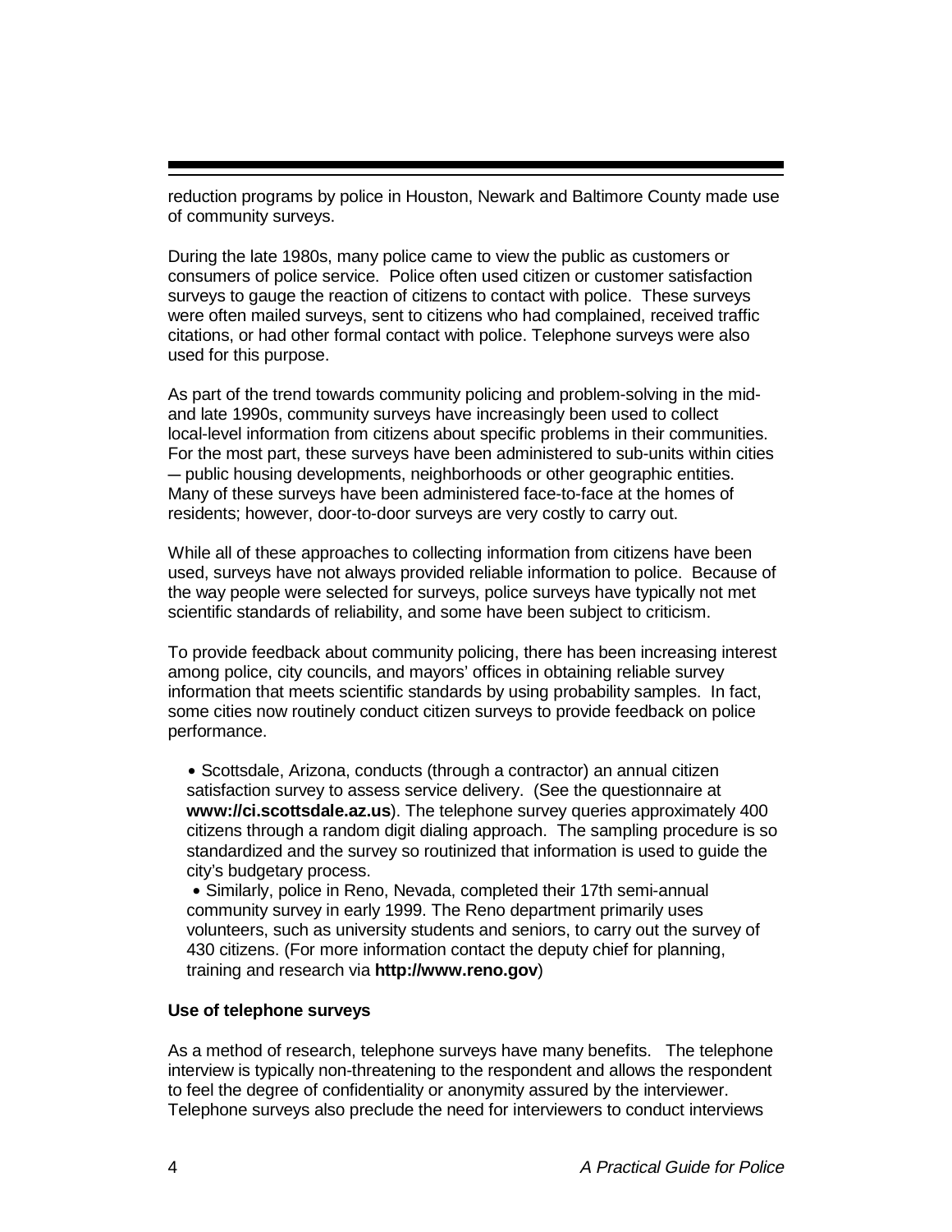reduction programs by police in Houston, Newark and Baltimore County made use of community surveys.

During the late 1980s, many police came to view the public as customers or consumers of police service. Police often used citizen or customer satisfaction surveys to gauge the reaction of citizens to contact with police. These surveys were often mailed surveys, sent to citizens who had complained, received traffic citations, or had other formal contact with police. Telephone surveys were also used for this purpose.

As part of the trend towards community policing and problem-solving in the mid- and late 1990s, community surveys have increasingly been used to collect local-level information from citizens about specific problems in their communities. For the most part, these surveys have been administered to sub-units within cities ─ public housing developments, neighborhoods or other geographic entities. Many of these surveys have been administered face-to-face at the homes of residents; however, door-to-door surveys are very costly to carry out.

While all of these approaches to collecting information from citizens have been used, surveys have not always provided reliable information to police. Because of the way people were selected for surveys, police surveys have typically not met scientific standards of reliability, and some have been subject to criticism.

To provide feedback about community policing, there has been increasing interest among police, city councils, and mayors' offices in obtaining reliable survey information that meets scientific standards by using probability samples. In fact, some cities now routinely conduct citizen surveys to provide feedback on police performance.

- Scottsdale, Arizona, conducts (through a contractor) an annual citizen satisfaction survey to assess service delivery. (See the questionnaire at **www://ci.scottsdale.az.us**). The telephone survey queries approximately 400 citizens through a random digit dialing approach. The sampling procedure is so standardized and the survey so routinized that information is used to guide the city's budgetary process.
- Similarly, police in Reno, Nevada, completed their 17th semi-annual community survey in early 1999. The Reno department primarily uses volunteers, such as university students and seniors, to carry out the survey of 430 citizens. (For more information contact the deputy chief for planning, training and research via **http://www.reno.gov**)

**Use of telephone surveys**

As a method of research, telephone surveys have many benefits. The telephone interview is typically non-threatening to the respondent and allows the respondent to feel the degree of confidentiality or anonymity assured by the interviewer. Telephone surveys also preclude the need for interviewers to conduct interviews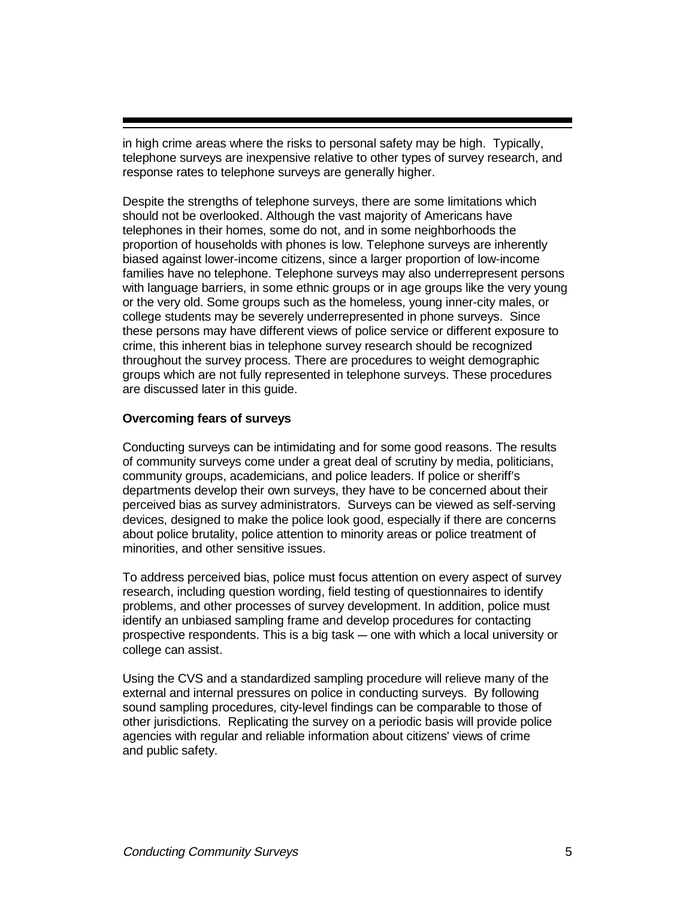in high crime areas where the risks to personal safety may be high. Typically, telephone surveys are inexpensive relative to other types of survey research, and response rates to telephone surveys are generally higher.

Despite the strengths of telephone surveys, there are some limitations which should not be overlooked. Although the vast majority of Americans have telephones in their homes, some do not, and in some neighborhoods the proportion of households with phones is low. Telephone surveys are inherently biased against lower-income citizens, since a larger proportion of low-income families have no telephone. Telephone surveys may also underrepresent persons with language barriers, in some ethnic groups or in age groups like the very young or the very old. Some groups such as the homeless, young inner-city males, or college students may be severely underrepresented in phone surveys. Since these persons may have different views of police service or different exposure to crime, this inherent bias in telephone survey research should be recognized throughout the survey process. There are procedures to weight demographic groups which are not fully represented in telephone surveys. These procedures are discussed later in this guide.

**Overcoming fears of surveys**

Conducting surveys can be intimidating and for some good reasons. The results of community surveys come under a great deal of scrutiny by media, politicians, community groups, academicians, and police leaders. If police or sheriff's departments develop their own surveys, they have to be concerned about their perceived bias as survey administrators. Surveys can be viewed as self-serving devices, designed to make the police look good, especially if there are concerns about police brutality, police attention to minority areas or police treatment of minorities, and other sensitive issues.

To address perceived bias, police must focus attention on every aspect of survey research, including question wording, field testing of questionnaires to identify problems, and other processes of survey development. In addition, police must identify an unbiased sampling frame and develop procedures for contacting prospective respondents. This is a big task — one with which a local university or college can assist.

Using the CVS and a standardized sampling procedure will relieve many of the external and internal pressures on police in conducting surveys. By following sound sampling procedures, city-level findings can be comparable to those of other jurisdictions. Replicating the survey on a periodic basis will provide police agencies with regular and reliable information about citizens' views of crime and public safety.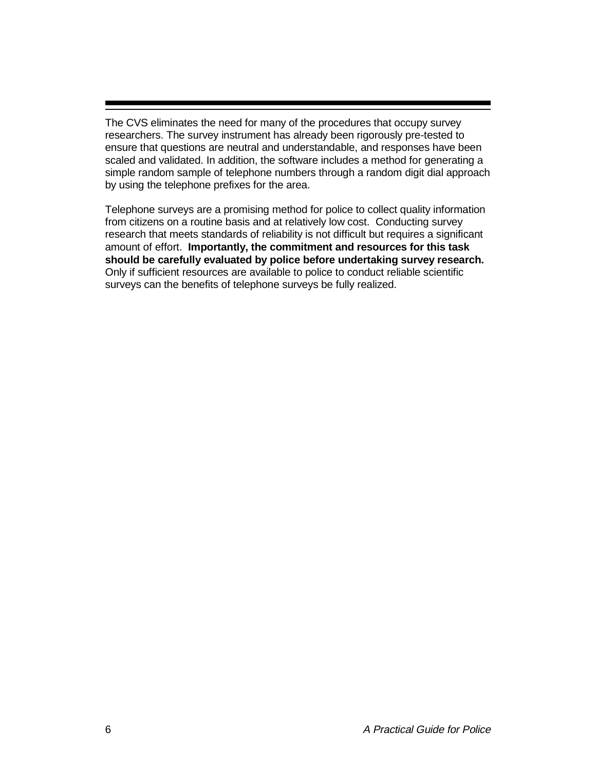The CVS eliminates the need for many of the procedures that occupy survey researchers. The survey instrument has already been rigorously pre-tested to ensure that questions are neutral and understandable, and responses have been scaled and validated. In addition, the software includes a method for generating a simple random sample of telephone numbers through a random digit dial approach by using the telephone prefixes for the area.

Telephone surveys are a promising method for police to collect quality information from citizens on a routine basis and at relatively low cost. Conducting survey research that meets standards of reliability is not difficult but requires a significant amount of effort. **Importantly, the commitment and resources for this task should be carefully evaluated by police before undertaking survey research.** Only if sufficient resources are available to police to conduct reliable scientific surveys can the benefits of telephone surveys be fully realized.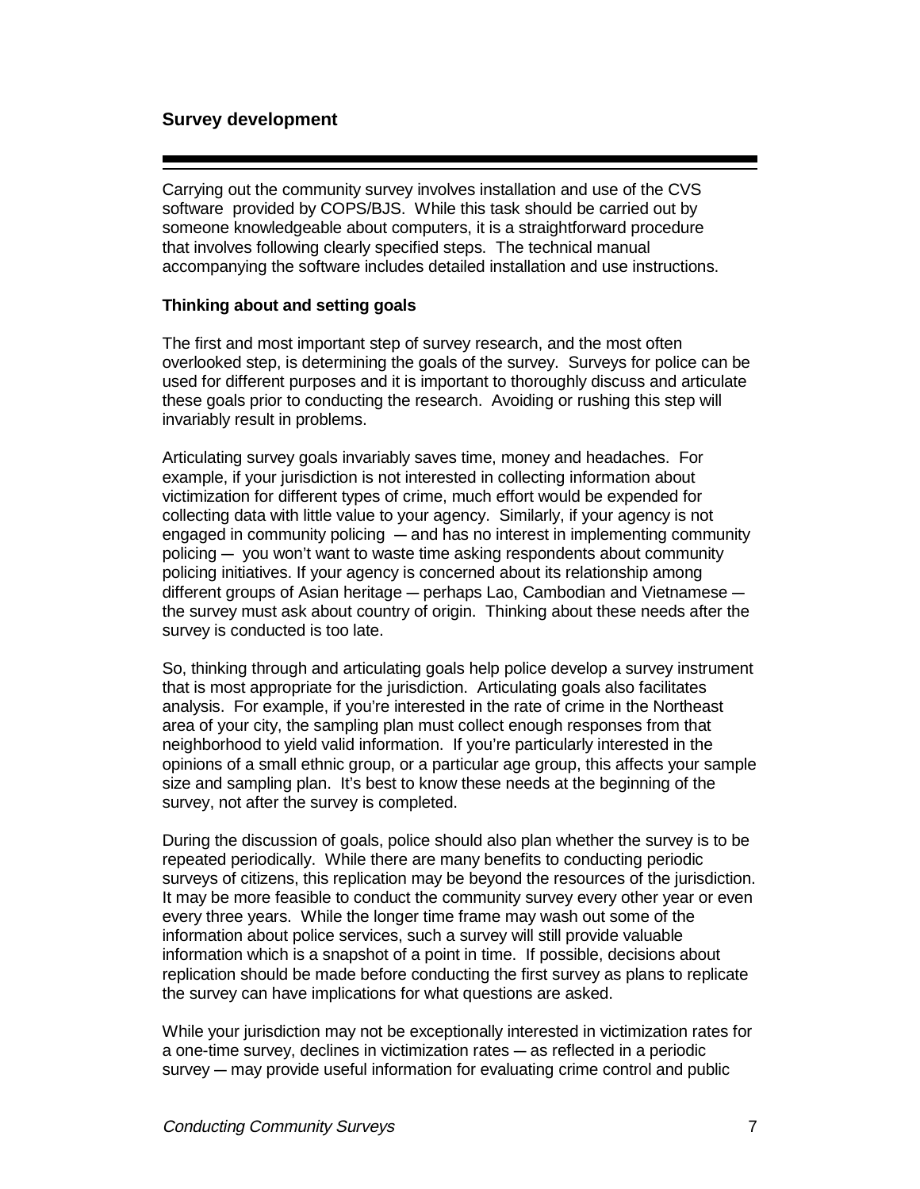## Survey development

Carrying out the community survey involves installation and use of the CVS software provided by COPS/BJS. While this task should be carried out by someone knowledgeable about computers, it is a straightforward procedure that involves following clearly specified steps. The technical manual accompanying the software includes detailed installation and use instructions.

### Thinking about and setting goals

The first and most important step of survey research, and the most often overlooked step, is determining the goals of the survey. Surveys for police can be used for different purposes and it is important to thoroughly discuss and articulate these goals prior to conducting the research. Avoiding or rushing this step will invariably result in problems.

Articulating survey goals invariably saves time, money and headaches. For example, if your jurisdiction is not interested in collecting information about victimization for different types of crime, much effort would be expended for collecting data with little value to your agency. Similarly, if your agency is not engaged in community policing — and has no interest in implementing community policing — you won't want to waste time asking respondents about community policing initiatives. If your agency is concerned about its relationship among different groups of Asian heritage — perhaps Lao, Cambodian and Vietnamese — the survey must ask about country of origin. Thinking about these needs after the survey is conducted is too late.

So, thinking through and articulating goals help police develop a survey instrument that is most appropriate for the jurisdiction. Articulating goals also facilitates analysis. For example, if you're interested in the rate of crime in the Northeast area of your city, the sampling plan must collect enough responses from that neighborhood to yield valid information. If you're particularly interested in the opinions of a small ethnic group, or a particular age group, this affects your sample size and sampling plan. It's best to know these needs at the beginning of the survey, not after the survey is completed.

During the discussion of goals, police should also plan whether the survey is to be repeated periodically. While there are many benefits to conducting periodic surveys of citizens, this replication may be beyond the resources of the jurisdiction. It may be more feasible to conduct the community survey every other year or even every three years. While the longer time frame may wash out some of the information about police services, such a survey will still provide valuable information which is a snapshot of a point in time. If possible, decisions about replication should be made before conducting the first survey as plans to replicate the survey can have implications for what questions are asked.

While your jurisdiction may not be exceptionally interested in victimization rates for a one-time survey, declines in victimization rates — as reflected in a periodic survey — may provide useful information for evaluating crime control and public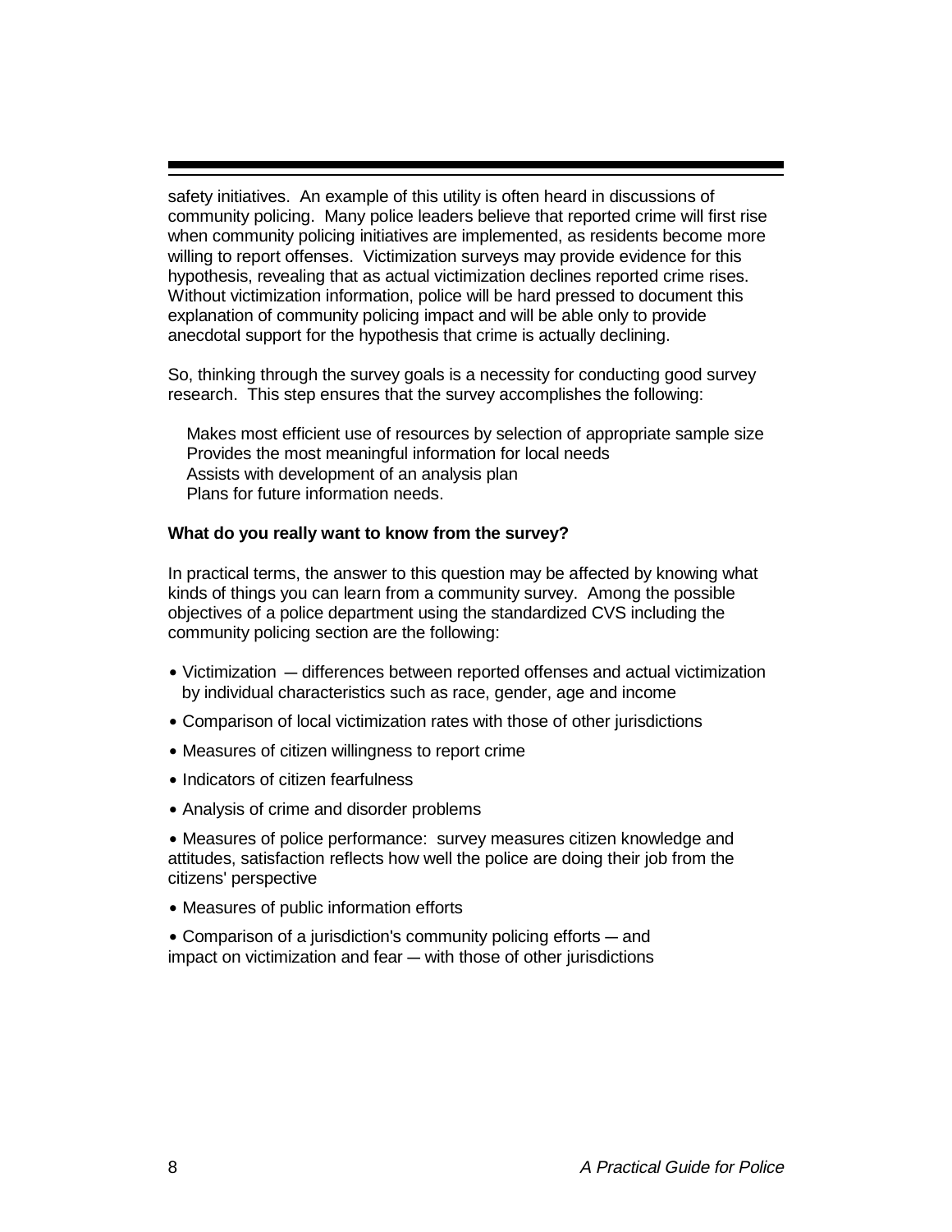safety initiatives. An example of this utility is often heard in discussions of community policing. Many police leaders believe that reported crime will first rise when community policing initiatives are implemented, as residents become more willing to report offenses. Victimization surveys may provide evidence for this hypothesis, revealing that as actual victimization declines reported crime rises. Without victimization information, police will be hard pressed to document this explanation of community policing impact and will be able only to provide anecdotal support for the hypothesis that crime is actually declining.

So, thinking through the survey goals is a necessity for conducting good survey research. This step ensures that the survey accomplishes the following:

- Makes most efficient use of resources by selection of appropriate sample size
- Provides the most meaningful information for local needs
- Assists with development of an analysis plan
- Plans for future information needs.

**What do you really want to know from the survey?**

In practical terms, the answer to this question may be affected by knowing what kinds of things you can learn from a community survey. Among the possible objectives of a police department using the standardized CVS including the community policing section are the following:

- Victimization — differences between reported offenses and actual victimization by individual characteristics such as race, gender, age and income
- Comparison of local victimization rates with those of other jurisdictions
- Measures of citizen willingness to report crime
- Indicators of citizen fearfulness
- Analysis of crime and disorder problems
- Measures of police performance: survey measures citizen knowledge and attitudes, satisfaction reflects how well the police are doing their job from the citizens' perspective
- Measures of public information efforts
- Comparison of a jurisdiction's community policing efforts — and impact on victimization and fear — with those of other jurisdictions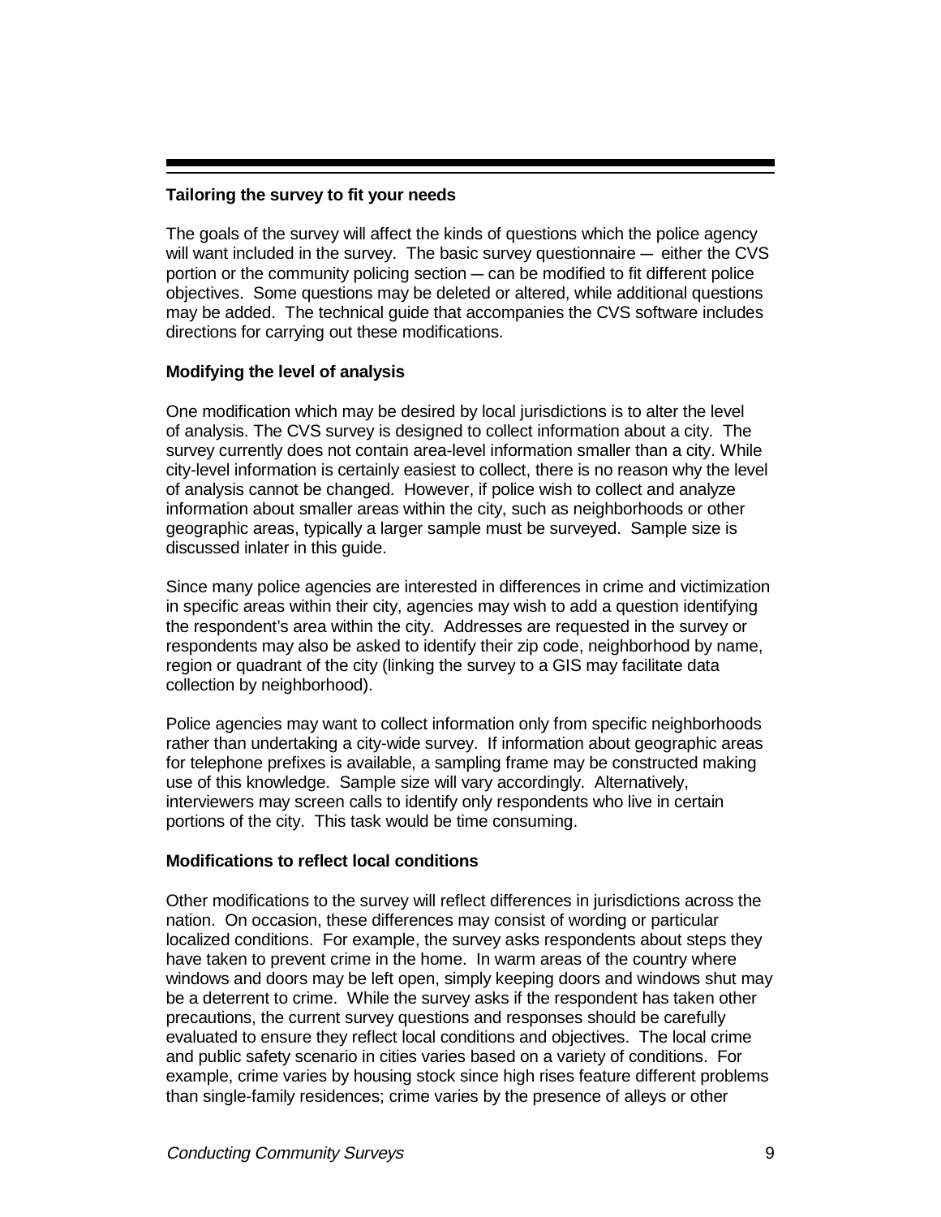**Tailoring the survey to fit your needs**

The goals of the survey will affect the kinds of questions which the police agency will want included in the survey. The basic survey questionnaire — either the CVS portion or the community policing section — can be modified to fit different police objectives. Some questions may be deleted or altered, while additional questions may be added. The technical guide that accompanies the CVS software includes directions for carrying out these modifications.

**Modifying the level of analysis**

One modification which may be desired by local jurisdictions is to alter the level of analysis. The CVS survey is designed to collect information about a city. The survey currently does not contain area-level information smaller than a city. While city-level information is certainly easiest to collect, there is no reason why the level of analysis cannot be changed. However, if police wish to collect and analyze information about smaller areas within the city, such as neighborhoods or other geographic areas, typically a larger sample must be surveyed. Sample size is discussed inlater in this guide.

Since many police agencies are interested in differences in crime and victimization in specific areas within their city, agencies may wish to add a question identifying the respondent's area within the city. Addresses are requested in the survey or respondents may also be asked to identify their zip code, neighborhood by name, region or quadrant of the city (linking the survey to a GIS may facilitate data collection by neighborhood).

Police agencies may want to collect information only from specific neighborhoods rather than undertaking a city-wide survey. If information about geographic areas for telephone prefixes is available, a sampling frame may be constructed making use of this knowledge. Sample size will vary accordingly. Alternatively, interviewers may screen calls to identify only respondents who live in certain portions of the city. This task would be time consuming.

**Modifications to reflect local conditions**

Other modifications to the survey will reflect differences in jurisdictions across the nation. On occasion, these differences may consist of wording or particular localized conditions. For example, the survey asks respondents about steps they have taken to prevent crime in the home. In warm areas of the country where windows and doors may be left open, simply keeping doors and windows shut may be a deterrent to crime. While the survey asks if the respondent has taken other precautions, the current survey questions and responses should be carefully evaluated to ensure they reflect local conditions and objectives. The local crime and public safety scenario in cities varies based on a variety of conditions. For example, crime varies by housing stock since high rises feature different problems than single-family residences; crime varies by the presence of alleys or other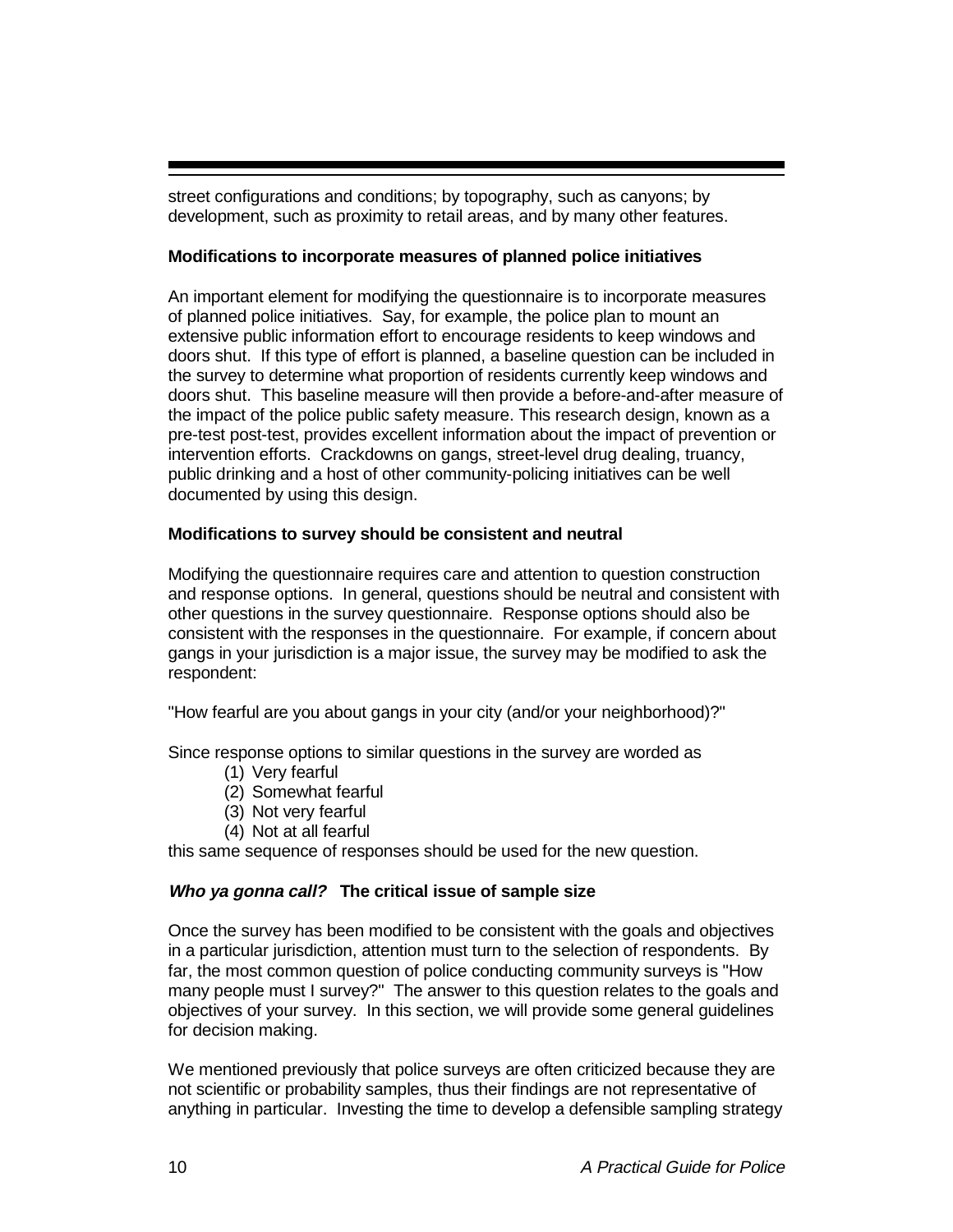street configurations and conditions; by topography, such as canyons; by development, such as proximity to retail areas, and by many other features.

**Modifications to incorporate measures of planned police initiatives**

An important element for modifying the questionnaire is to incorporate measures of planned police initiatives. Say, for example, the police plan to mount an extensive public information effort to encourage residents to keep windows and doors shut. If this type of effort is planned, a baseline question can be included in the survey to determine what proportion of residents currently keep windows and doors shut. This baseline measure will then provide a before-and-after measure of the impact of the police public safety measure. This research design, known as a pre-test post-test, provides excellent information about the impact of prevention or intervention efforts. Crackdowns on gangs, street-level drug dealing, truancy, public drinking and a host of other community-policing initiatives can be well documented by using this design.

**Modifications to survey should be consistent and neutral**

Modifying the questionnaire requires care and attention to question construction and response options. In general, questions should be neutral and consistent with other questions in the survey questionnaire. Response options should also be consistent with the responses in the questionnaire. For example, if concern about gangs in your jurisdiction is a major issue, the survey may be modified to ask the respondent:

"How fearful are you about gangs in your city (and/or your neighborhood)?"

Since response options to similar questions in the survey are worded as

(1) Very fearful
(2) Somewhat fearful
(3) Not very fearful
(4) Not at all fearful

this same sequence of responses should be used for the new question.

***Who ya gonna call?*** **The critical issue of sample size**

Once the survey has been modified to be consistent with the goals and objectives in a particular jurisdiction, attention must turn to the selection of respondents. By far, the most common question of police conducting community surveys is "How many people must I survey?" The answer to this question relates to the goals and objectives of your survey. In this section, we will provide some general guidelines for decision making.

We mentioned previously that police surveys are often criticized because they are not scientific or probability samples, thus their findings are not representative of anything in particular. Investing the time to develop a defensible sampling strategy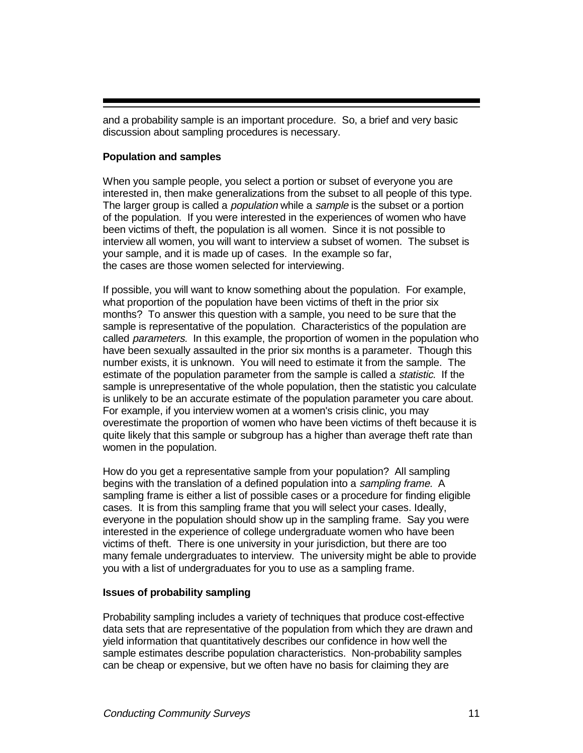and a probability sample is an important procedure. So, a brief and very basic discussion about sampling procedures is necessary.

**Population and samples**

When you sample people, you select a portion or subset of everyone you are interested in, then make generalizations from the subset to all people of this type. The larger group is called a *population* while a *sample* is the subset or a portion of the population. If you were interested in the experiences of women who have been victims of theft, the population is all women. Since it is not possible to interview all women, you will want to interview a subset of women. The subset is your sample, and it is made up of cases. In the example so far, the cases are those women selected for interviewing.

If possible, you will want to know something about the population. For example, what proportion of the population have been victims of theft in the prior six months? To answer this question with a sample, you need to be sure that the sample is representative of the population. Characteristics of the population are called *parameters.* In this example, the proportion of women in the population who have been sexually assaulted in the prior six months is a parameter. Though this number exists, it is unknown. You will need to estimate it from the sample. The estimate of the population parameter from the sample is called a *statistic.* If the sample is unrepresentative of the whole population, then the statistic you calculate is unlikely to be an accurate estimate of the population parameter you care about. For example, if you interview women at a women's crisis clinic, you may overestimate the proportion of women who have been victims of theft because it is quite likely that this sample or subgroup has a higher than average theft rate than women in the population.

How do you get a representative sample from your population? All sampling begins with the translation of a defined population into a *sampling frame.* A sampling frame is either a list of possible cases or a procedure for finding eligible cases. It is from this sampling frame that you will select your cases. Ideally, everyone in the population should show up in the sampling frame. Say you were interested in the experience of college undergraduate women who have been victims of theft. There is one university in your jurisdiction, but there are too many female undergraduates to interview. The university might be able to provide you with a list of undergraduates for you to use as a sampling frame.

**Issues of probability sampling**

Probability sampling includes a variety of techniques that produce cost-effective data sets that are representative of the population from which they are drawn and yield information that quantitatively describes our confidence in how well the sample estimates describe population characteristics. Non-probability samples can be cheap or expensive, but we often have no basis for claiming they are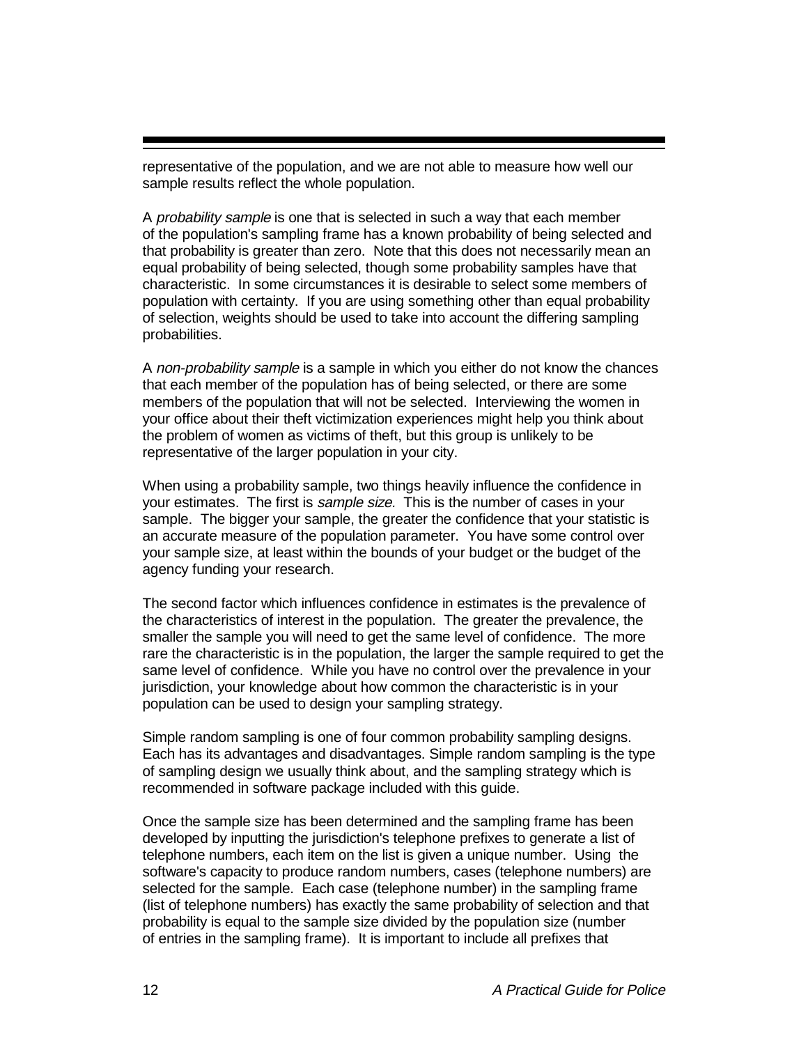representative of the population, and we are not able to measure how well our sample results reflect the whole population.

A *probability sample* is one that is selected in such a way that each member of the population's sampling frame has a known probability of being selected and that probability is greater than zero. Note that this does not necessarily mean an equal probability of being selected, though some probability samples have that characteristic. In some circumstances it is desirable to select some members of population with certainty. If you are using something other than equal probability of selection, weights should be used to take into account the differing sampling probabilities.

A *non-probability sample* is a sample in which you either do not know the chances that each member of the population has of being selected, or there are some members of the population that will not be selected. Interviewing the women in your office about their theft victimization experiences might help you think about the problem of women as victims of theft, but this group is unlikely to be representative of the larger population in your city.

When using a probability sample, two things heavily influence the confidence in your estimates. The first is *sample size.* This is the number of cases in your sample. The bigger your sample, the greater the confidence that your statistic is an accurate measure of the population parameter. You have some control over your sample size, at least within the bounds of your budget or the budget of the agency funding your research.

The second factor which influences confidence in estimates is the prevalence of the characteristics of interest in the population. The greater the prevalence, the smaller the sample you will need to get the same level of confidence. The more rare the characteristic is in the population, the larger the sample required to get the same level of confidence. While you have no control over the prevalence in your jurisdiction, your knowledge about how common the characteristic is in your population can be used to design your sampling strategy.

Simple random sampling is one of four common probability sampling designs. Each has its advantages and disadvantages. Simple random sampling is the type of sampling design we usually think about, and the sampling strategy which is recommended in software package included with this guide.

Once the sample size has been determined and the sampling frame has been developed by inputting the jurisdiction's telephone prefixes to generate a list of telephone numbers, each item on the list is given a unique number. Using the software's capacity to produce random numbers, cases (telephone numbers) are selected for the sample. Each case (telephone number) in the sampling frame (list of telephone numbers) has exactly the same probability of selection and that probability is equal to the sample size divided by the population size (number of entries in the sampling frame). It is important to include all prefixes that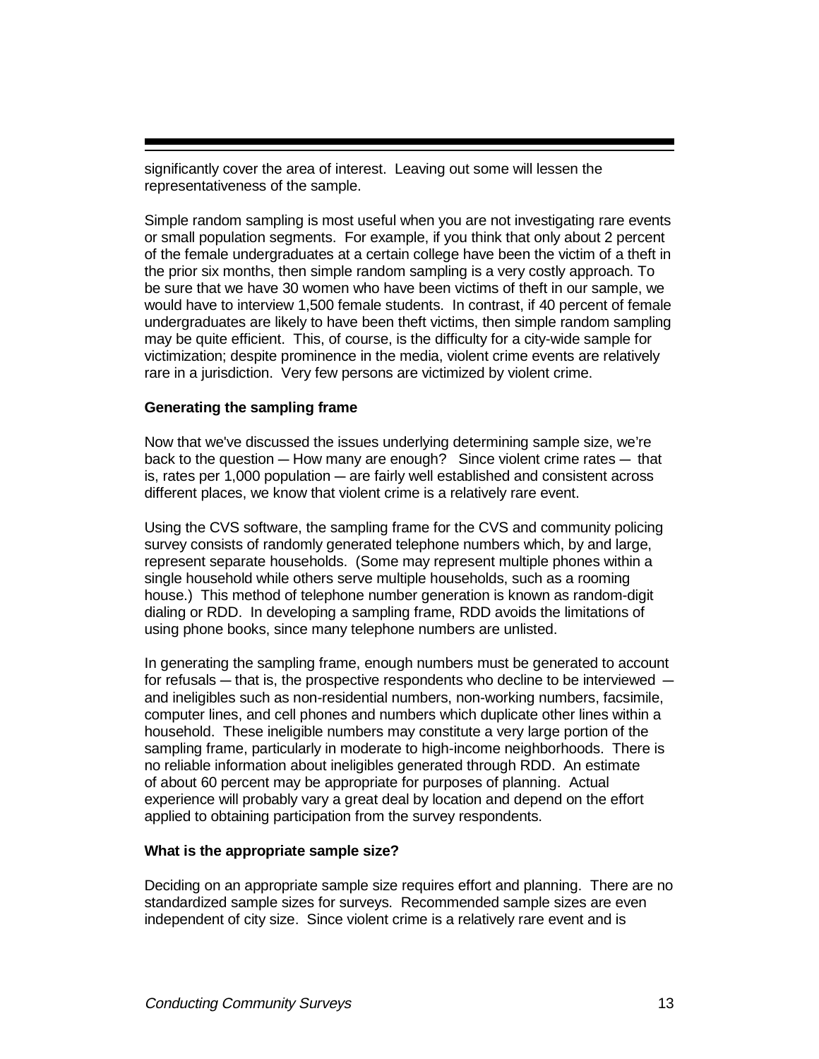significantly cover the area of interest. Leaving out some will lessen the representativeness of the sample.

Simple random sampling is most useful when you are not investigating rare events or small population segments. For example, if you think that only about 2 percent of the female undergraduates at a certain college have been the victim of a theft in the prior six months, then simple random sampling is a very costly approach. To be sure that we have 30 women who have been victims of theft in our sample, we would have to interview 1,500 female students. In contrast, if 40 percent of female undergraduates are likely to have been theft victims, then simple random sampling may be quite efficient. This, of course, is the difficulty for a city-wide sample for victimization; despite prominence in the media, violent crime events are relatively rare in a jurisdiction. Very few persons are victimized by violent crime.

**Generating the sampling frame**

Now that we've discussed the issues underlying determining sample size, we're back to the question ─ How many are enough? Since violent crime rates ─ that is, rates per 1,000 population ─ are fairly well established and consistent across different places, we know that violent crime is a relatively rare event.

Using the CVS software, the sampling frame for the CVS and community policing survey consists of randomly generated telephone numbers which, by and large, represent separate households. (Some may represent multiple phones within a single household while others serve multiple households, such as a rooming house.) This method of telephone number generation is known as random-digit dialing or RDD. In developing a sampling frame, RDD avoids the limitations of using phone books, since many telephone numbers are unlisted.

In generating the sampling frame, enough numbers must be generated to account for refusals ─ that is, the prospective respondents who decline to be interviewed ─ and ineligibles such as non-residential numbers, non-working numbers, facsimile, computer lines, and cell phones and numbers which duplicate other lines within a household. These ineligible numbers may constitute a very large portion of the sampling frame, particularly in moderate to high-income neighborhoods. There is no reliable information about ineligibles generated through RDD. An estimate of about 60 percent may be appropriate for purposes of planning. Actual experience will probably vary a great deal by location and depend on the effort applied to obtaining participation from the survey respondents.

**What is the appropriate sample size?**

Deciding on an appropriate sample size requires effort and planning. There are no standardized sample sizes for surveys. Recommended sample sizes are even independent of city size. Since violent crime is a relatively rare event and is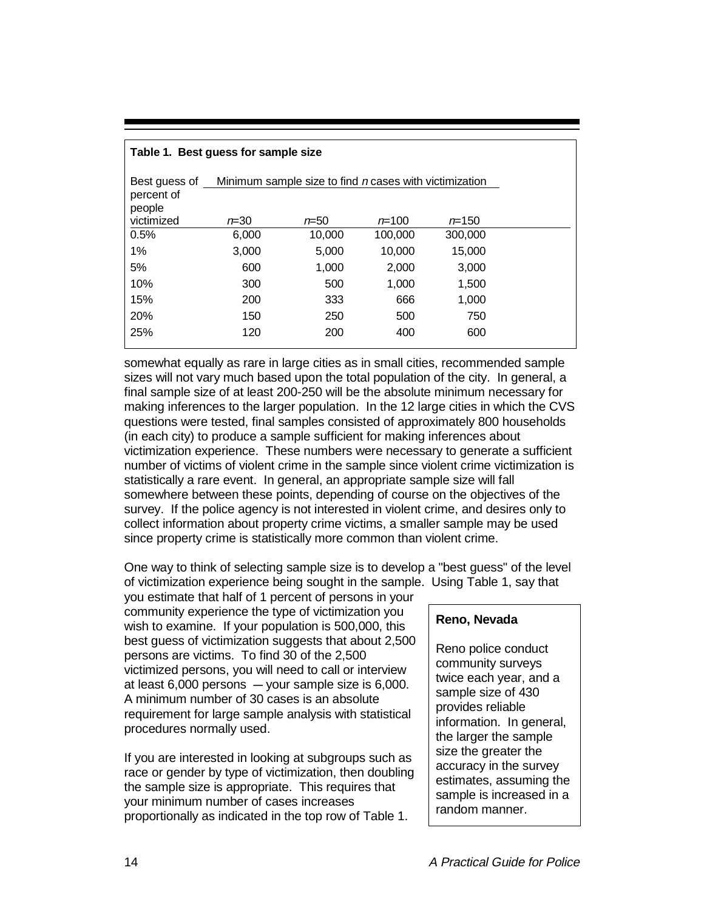**Table 1. Best guess for sample size**

| Best guess of percent of people victimized | Minimum sample size to find *n* cases with victimization | | | |
|---|---|---|---|---|
| | *n*=30 | *n*=50 | *n*=100 | *n*=150 |
| 0.5% | 6,000 | 10,000 | 100,000 | 300,000 |
| 1% | 3,000 | 5,000 | 10,000 | 15,000 |
| 5% | 600 | 1,000 | 2,000 | 3,000 |
| 10% | 300 | 500 | 1,000 | 1,500 |
| 15% | 200 | 333 | 666 | 1,000 |
| 20% | 150 | 250 | 500 | 750 |
| 25% | 120 | 200 | 400 | 600 |

somewhat equally as rare in large cities as in small cities, recommended sample sizes will not vary much based upon the total population of the city. In general, a final sample size of at least 200-250 will be the absolute minimum necessary for making inferences to the larger population. In the 12 large cities in which the CVS questions were tested, final samples consisted of approximately 800 households (in each city) to produce a sample sufficient for making inferences about victimization experience. These numbers were necessary to generate a sufficient number of victims of violent crime in the sample since violent crime victimization is statistically a rare event. In general, an appropriate sample size will fall somewhere between these points, depending of course on the objectives of the survey. If the police agency is not interested in violent crime, and desires only to collect information about property crime victims, a smaller sample may be used since property crime is statistically more common than violent crime.

One way to think of selecting sample size is to develop a "best guess" of the level of victimization experience being sought in the sample. Using Table 1, say that you estimate that half of 1 percent of persons in your community experience the type of victimization you wish to examine. If your population is 500,000, this best guess of victimization suggests that about 2,500 persons are victims. To find 30 of the 2,500 victimized persons, you will need to call or interview at least 6,000 persons — your sample size is 6,000. A minimum number of 30 cases is an absolute requirement for large sample analysis with statistical procedures normally used.

If you are interested in looking at subgroups such as race or gender by type of victimization, then doubling the sample size is appropriate. This requires that your minimum number of cases increases proportionally as indicated in the top row of Table 1.

> **Reno, Nevada**
>
> Reno police conduct community surveys twice each year, and a sample size of 430 provides reliable information. In general, the larger the sample size the greater the accuracy in the survey estimates, assuming the sample is increased in a random manner.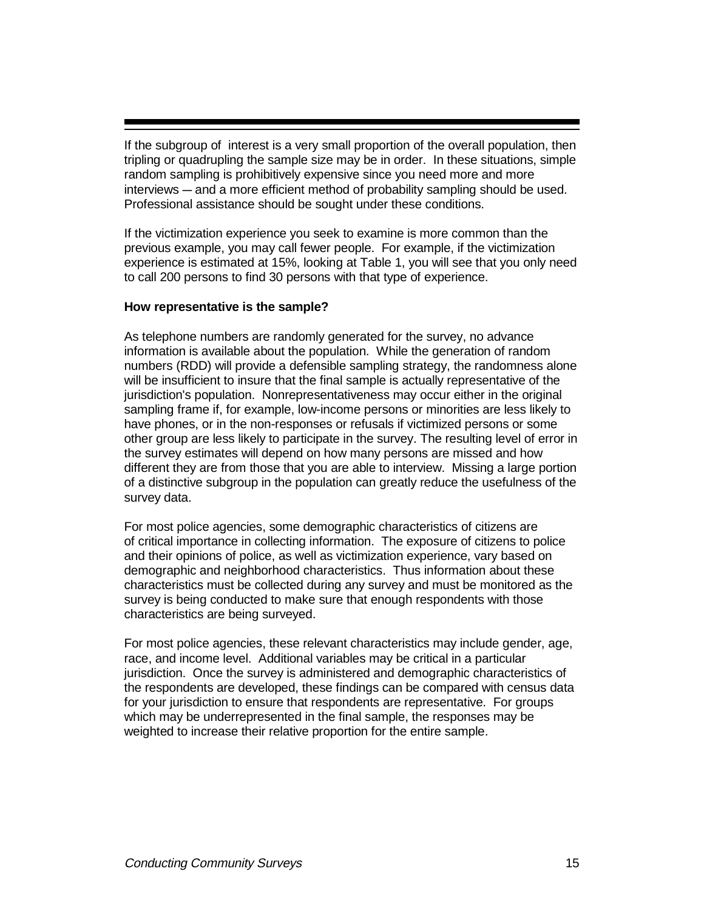If the subgroup of interest is a very small proportion of the overall population, then tripling or quadrupling the sample size may be in order. In these situations, simple random sampling is prohibitively expensive since you need more and more interviews — and a more efficient method of probability sampling should be used. Professional assistance should be sought under these conditions.

If the victimization experience you seek to examine is more common than the previous example, you may call fewer people. For example, if the victimization experience is estimated at 15%, looking at Table 1, you will see that you only need to call 200 persons to find 30 persons with that type of experience.

**How representative is the sample?**

As telephone numbers are randomly generated for the survey, no advance information is available about the population. While the generation of random numbers (RDD) will provide a defensible sampling strategy, the randomness alone will be insufficient to insure that the final sample is actually representative of the jurisdiction's population. Nonrepresentativeness may occur either in the original sampling frame if, for example, low-income persons or minorities are less likely to have phones, or in the non-responses or refusals if victimized persons or some other group are less likely to participate in the survey. The resulting level of error in the survey estimates will depend on how many persons are missed and how different they are from those that you are able to interview. Missing a large portion of a distinctive subgroup in the population can greatly reduce the usefulness of the survey data.

For most police agencies, some demographic characteristics of citizens are of critical importance in collecting information. The exposure of citizens to police and their opinions of police, as well as victimization experience, vary based on demographic and neighborhood characteristics. Thus information about these characteristics must be collected during any survey and must be monitored as the survey is being conducted to make sure that enough respondents with those characteristics are being surveyed.

For most police agencies, these relevant characteristics may include gender, age, race, and income level. Additional variables may be critical in a particular jurisdiction. Once the survey is administered and demographic characteristics of the respondents are developed, these findings can be compared with census data for your jurisdiction to ensure that respondents are representative. For groups which may be underrepresented in the final sample, the responses may be weighted to increase their relative proportion for the entire sample.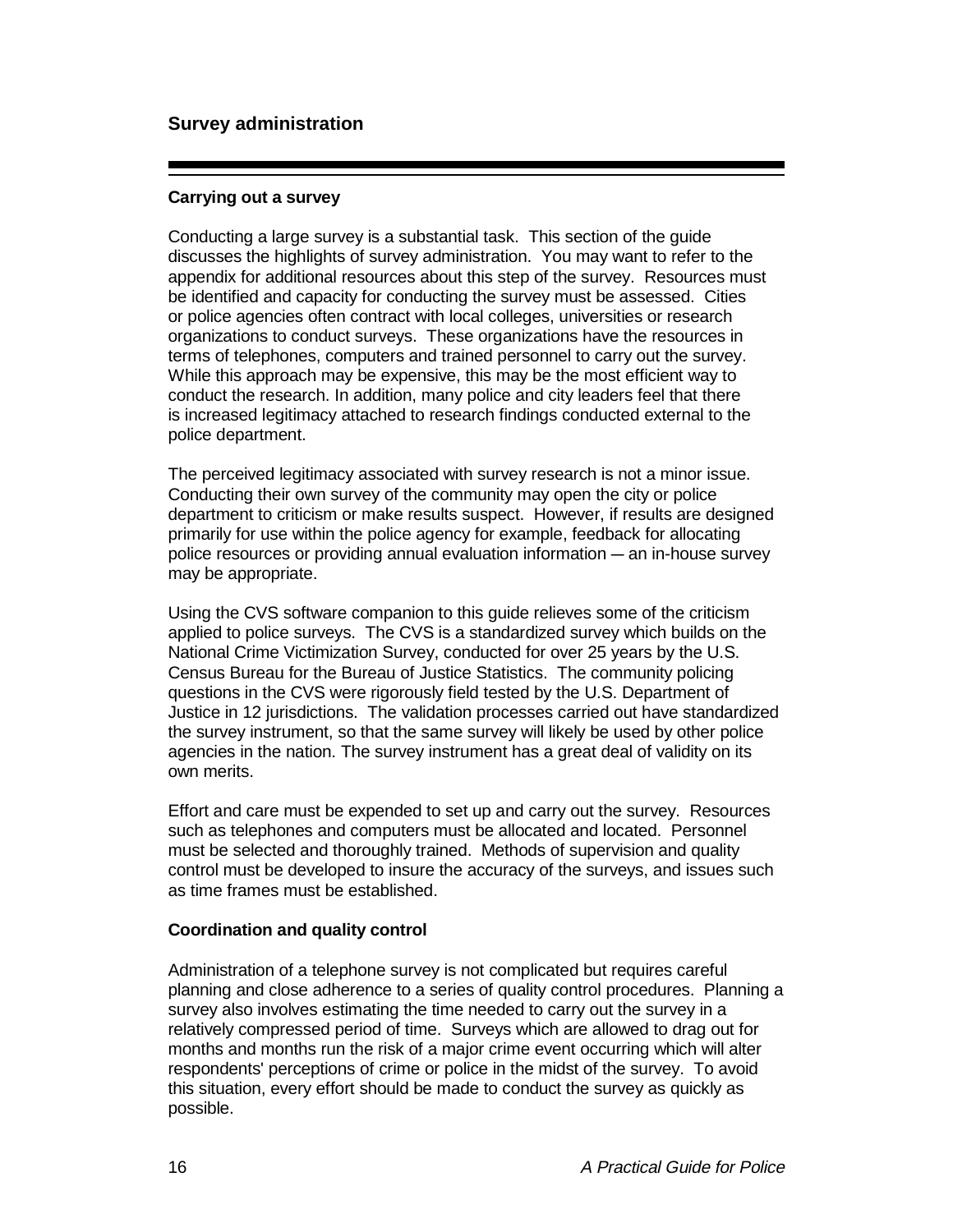## Survey administration

### Carrying out a survey

Conducting a large survey is a substantial task. This section of the guide discusses the highlights of survey administration. You may want to refer to the appendix for additional resources about this step of the survey. Resources must be identified and capacity for conducting the survey must be assessed. Cities or police agencies often contract with local colleges, universities or research organizations to conduct surveys. These organizations have the resources in terms of telephones, computers and trained personnel to carry out the survey. While this approach may be expensive, this may be the most efficient way to conduct the research. In addition, many police and city leaders feel that there is increased legitimacy attached to research findings conducted external to the police department.

The perceived legitimacy associated with survey research is not a minor issue. Conducting their own survey of the community may open the city or police department to criticism or make results suspect. However, if results are designed primarily for use within the police agency for example, feedback for allocating police resources or providing annual evaluation information — an in-house survey may be appropriate.

Using the CVS software companion to this guide relieves some of the criticism applied to police surveys. The CVS is a standardized survey which builds on the National Crime Victimization Survey, conducted for over 25 years by the U.S. Census Bureau for the Bureau of Justice Statistics. The community policing questions in the CVS were rigorously field tested by the U.S. Department of Justice in 12 jurisdictions. The validation processes carried out have standardized the survey instrument, so that the same survey will likely be used by other police agencies in the nation. The survey instrument has a great deal of validity on its own merits.

Effort and care must be expended to set up and carry out the survey. Resources such as telephones and computers must be allocated and located. Personnel must be selected and thoroughly trained. Methods of supervision and quality control must be developed to insure the accuracy of the surveys, and issues such as time frames must be established.

### Coordination and quality control

Administration of a telephone survey is not complicated but requires careful planning and close adherence to a series of quality control procedures. Planning a survey also involves estimating the time needed to carry out the survey in a relatively compressed period of time. Surveys which are allowed to drag out for months and months run the risk of a major crime event occurring which will alter respondents' perceptions of crime or police in the midst of the survey. To avoid this situation, every effort should be made to conduct the survey as quickly as possible.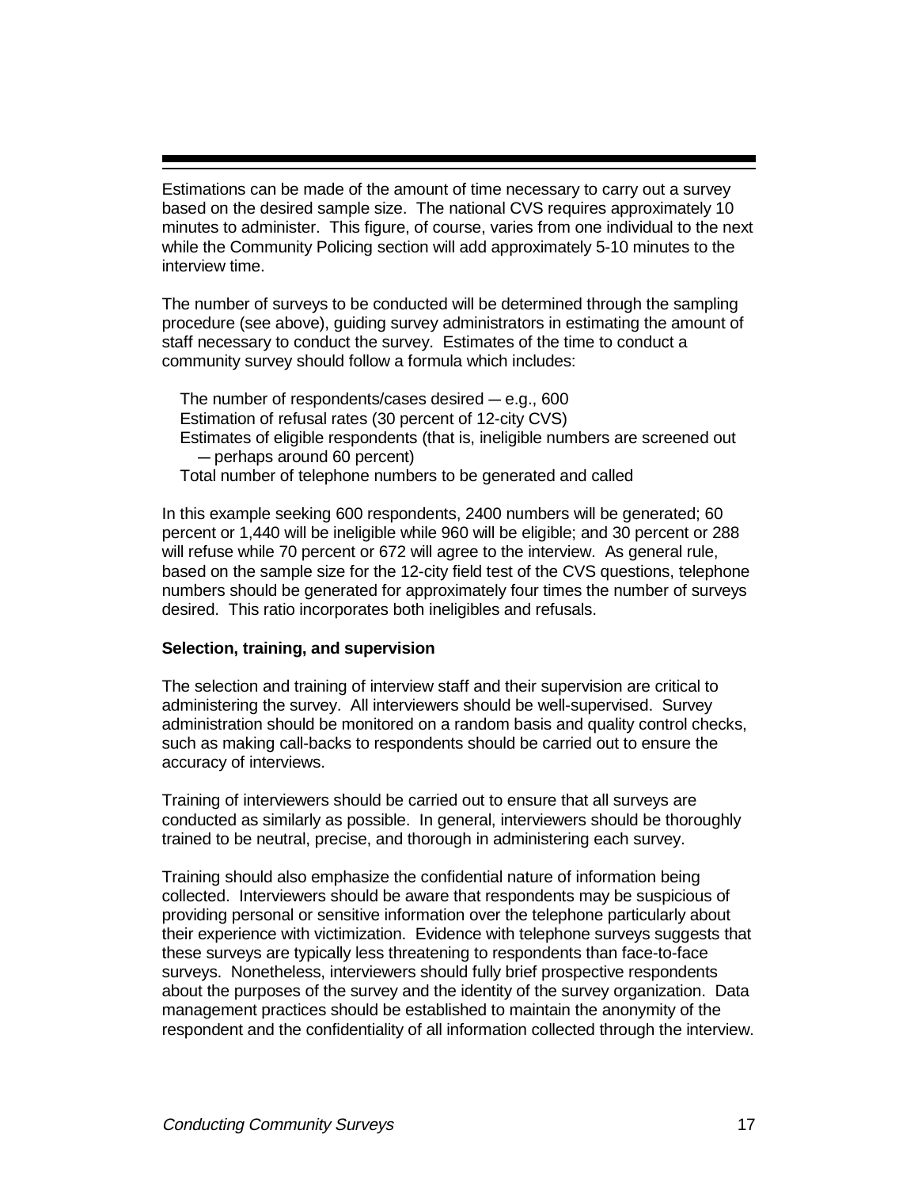Estimations can be made of the amount of time necessary to carry out a survey based on the desired sample size. The national CVS requires approximately 10 minutes to administer. This figure, of course, varies from one individual to the next while the Community Policing section will add approximately 5-10 minutes to the interview time.

The number of surveys to be conducted will be determined through the sampling procedure (see above), guiding survey administrators in estimating the amount of staff necessary to conduct the survey. Estimates of the time to conduct a community survey should follow a formula which includes:

The number of respondents/cases desired — e.g., 600
Estimation of refusal rates (30 percent of 12-city CVS)
Estimates of eligible respondents (that is, ineligible numbers are screened out — perhaps around 60 percent)
Total number of telephone numbers to be generated and called

In this example seeking 600 respondents, 2400 numbers will be generated; 60 percent or 1,440 will be ineligible while 960 will be eligible; and 30 percent or 288 will refuse while 70 percent or 672 will agree to the interview. As general rule, based on the sample size for the 12-city field test of the CVS questions, telephone numbers should be generated for approximately four times the number of surveys desired. This ratio incorporates both ineligibles and refusals.

**Selection, training, and supervision**

The selection and training of interview staff and their supervision are critical to administering the survey. All interviewers should be well-supervised. Survey administration should be monitored on a random basis and quality control checks, such as making call-backs to respondents should be carried out to ensure the accuracy of interviews.

Training of interviewers should be carried out to ensure that all surveys are conducted as similarly as possible. In general, interviewers should be thoroughly trained to be neutral, precise, and thorough in administering each survey.

Training should also emphasize the confidential nature of information being collected. Interviewers should be aware that respondents may be suspicious of providing personal or sensitive information over the telephone particularly about their experience with victimization. Evidence with telephone surveys suggests that these surveys are typically less threatening to respondents than face-to-face surveys. Nonetheless, interviewers should fully brief prospective respondents about the purposes of the survey and the identity of the survey organization. Data management practices should be established to maintain the anonymity of the respondent and the confidentiality of all information collected through the interview.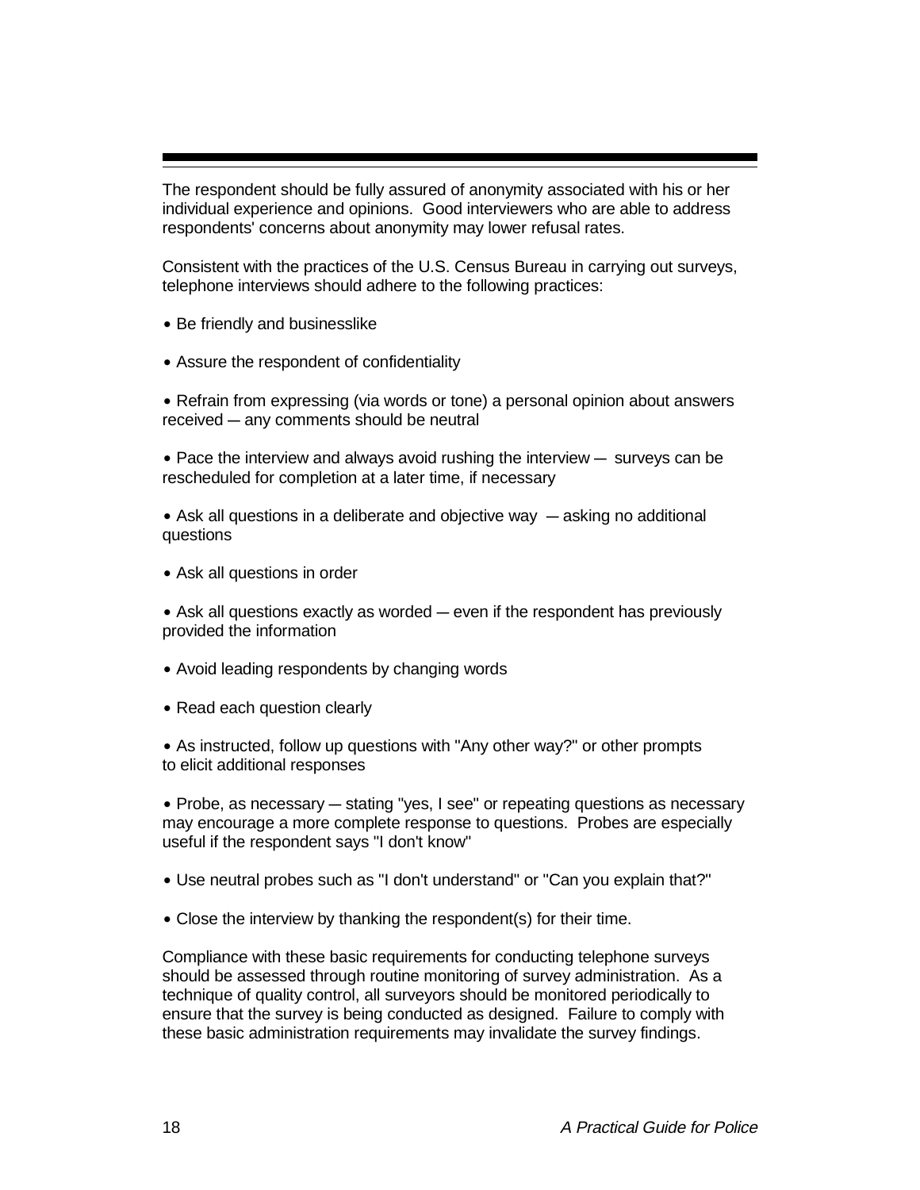The respondent should be fully assured of anonymity associated with his or her individual experience and opinions. Good interviewers who are able to address respondents' concerns about anonymity may lower refusal rates.

Consistent with the practices of the U.S. Census Bureau in carrying out surveys, telephone interviews should adhere to the following practices:

- Be friendly and businesslike
- Assure the respondent of confidentiality
- Refrain from expressing (via words or tone) a personal opinion about answers received — any comments should be neutral
- Pace the interview and always avoid rushing the interview — surveys can be rescheduled for completion at a later time, if necessary
- Ask all questions in a deliberate and objective way — asking no additional questions
- Ask all questions in order
- Ask all questions exactly as worded — even if the respondent has previously provided the information
- Avoid leading respondents by changing words
- Read each question clearly
- As instructed, follow up questions with "Any other way?" or other prompts to elicit additional responses
- Probe, as necessary — stating "yes, I see" or repeating questions as necessary may encourage a more complete response to questions. Probes are especially useful if the respondent says "I don't know"
- Use neutral probes such as "I don't understand" or "Can you explain that?"
- Close the interview by thanking the respondent(s) for their time.

Compliance with these basic requirements for conducting telephone surveys should be assessed through routine monitoring of survey administration. As a technique of quality control, all surveyors should be monitored periodically to ensure that the survey is being conducted as designed. Failure to comply with these basic administration requirements may invalidate the survey findings.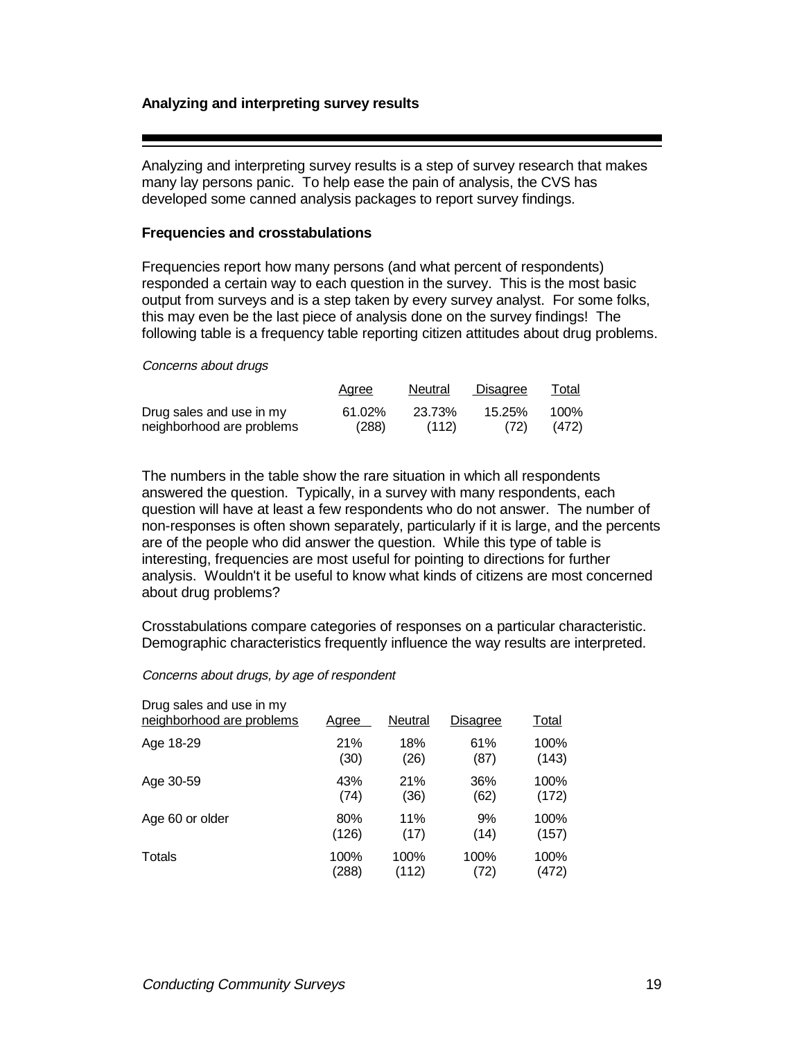## Analyzing and interpreting survey results

Analyzing and interpreting survey results is a step of survey research that makes many lay persons panic. To help ease the pain of analysis, the CVS has developed some canned analysis packages to report survey findings.

### Frequencies and crosstabulations

Frequencies report how many persons (and what percent of respondents) responded a certain way to each question in the survey. This is the most basic output from surveys and is a step taken by every survey analyst. For some folks, this may even be the last piece of analysis done on the survey findings! The following table is a frequency table reporting citizen attitudes about drug problems.

*Concerns about drugs*

| | Agree | Neutral | Disagree | Total |
|---|---|---|---|---|
| Drug sales and use in my neighborhood are problems | 61.02% (288) | 23.73% (112) | 15.25% (72) | 100% (472) |

The numbers in the table show the rare situation in which all respondents answered the question. Typically, in a survey with many respondents, each question will have at least a few respondents who do not answer. The number of non-responses is often shown separately, particularly if it is large, and the percents are of the people who did answer the question. While this type of table is interesting, frequencies are most useful for pointing to directions for further analysis. Wouldn't it be useful to know what kinds of citizens are most concerned about drug problems?

Crosstabulations compare categories of responses on a particular characteristic. Demographic characteristics frequently influence the way results are interpreted.

*Concerns about drugs, by age of respondent*

| Drug sales and use in my neighborhood are problems | Agree | Neutral | Disagree | Total |
|---|---|---|---|---|
| Age 18-29 | 21% (30) | 18% (26) | 61% (87) | 100% (143) |
| Age 30-59 | 43% (74) | 21% (36) | 36% (62) | 100% (172) |
| Age 60 or older | 80% (126) | 11% (17) | 9% (14) | 100% (157) |
| Totals | 100% (288) | 100% (112) | 100% (72) | 100% (472) |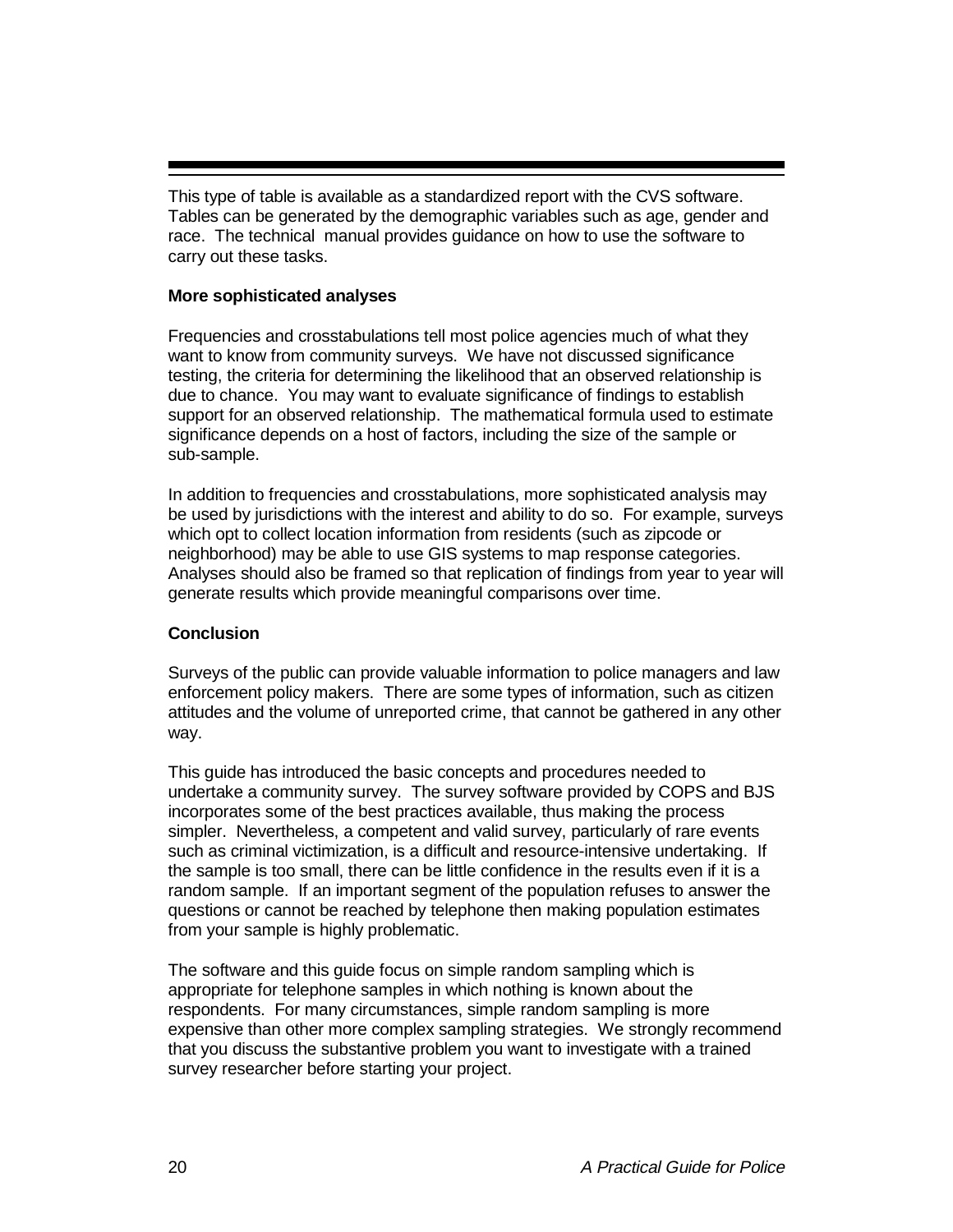This type of table is available as a standardized report with the CVS software. Tables can be generated by the demographic variables such as age, gender and race. The technical manual provides guidance on how to use the software to carry out these tasks.

**More sophisticated analyses**

Frequencies and crosstabulations tell most police agencies much of what they want to know from community surveys. We have not discussed significance testing, the criteria for determining the likelihood that an observed relationship is due to chance. You may want to evaluate significance of findings to establish support for an observed relationship. The mathematical formula used to estimate significance depends on a host of factors, including the size of the sample or sub-sample.

In addition to frequencies and crosstabulations, more sophisticated analysis may be used by jurisdictions with the interest and ability to do so. For example, surveys which opt to collect location information from residents (such as zipcode or neighborhood) may be able to use GIS systems to map response categories. Analyses should also be framed so that replication of findings from year to year will generate results which provide meaningful comparisons over time.

**Conclusion**

Surveys of the public can provide valuable information to police managers and law enforcement policy makers. There are some types of information, such as citizen attitudes and the volume of unreported crime, that cannot be gathered in any other way.

This guide has introduced the basic concepts and procedures needed to undertake a community survey. The survey software provided by COPS and BJS incorporates some of the best practices available, thus making the process simpler. Nevertheless, a competent and valid survey, particularly of rare events such as criminal victimization, is a difficult and resource-intensive undertaking. If the sample is too small, there can be little confidence in the results even if it is a random sample. If an important segment of the population refuses to answer the questions or cannot be reached by telephone then making population estimates from your sample is highly problematic.

The software and this guide focus on simple random sampling which is appropriate for telephone samples in which nothing is known about the respondents. For many circumstances, simple random sampling is more expensive than other more complex sampling strategies. We strongly recommend that you discuss the substantive problem you want to investigate with a trained survey researcher before starting your project.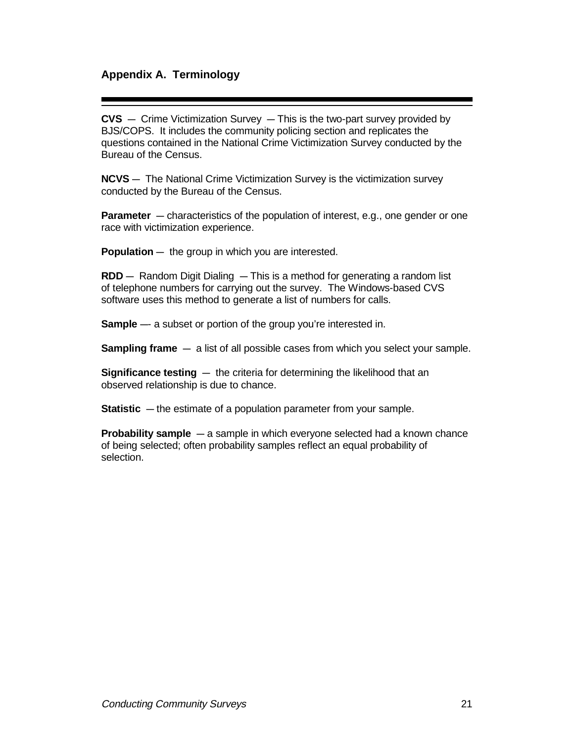## Appendix A. Terminology

**CVS** — Crime Victimization Survey — This is the two-part survey provided by BJS/COPS. It includes the community policing section and replicates the questions contained in the National Crime Victimization Survey conducted by the Bureau of the Census.

**NCVS** — The National Crime Victimization Survey is the victimization survey conducted by the Bureau of the Census.

**Parameter** — characteristics of the population of interest, e.g., one gender or one race with victimization experience.

**Population** — the group in which you are interested.

**RDD** — Random Digit Dialing — This is a method for generating a random list of telephone numbers for carrying out the survey. The Windows-based CVS software uses this method to generate a list of numbers for calls.

**Sample** —- a subset or portion of the group you're interested in.

**Sampling frame** — a list of all possible cases from which you select your sample.

**Significance testing** — the criteria for determining the likelihood that an observed relationship is due to chance.

**Statistic** — the estimate of a population parameter from your sample.

**Probability sample** — a sample in which everyone selected had a known chance of being selected; often probability samples reflect an equal probability of selection.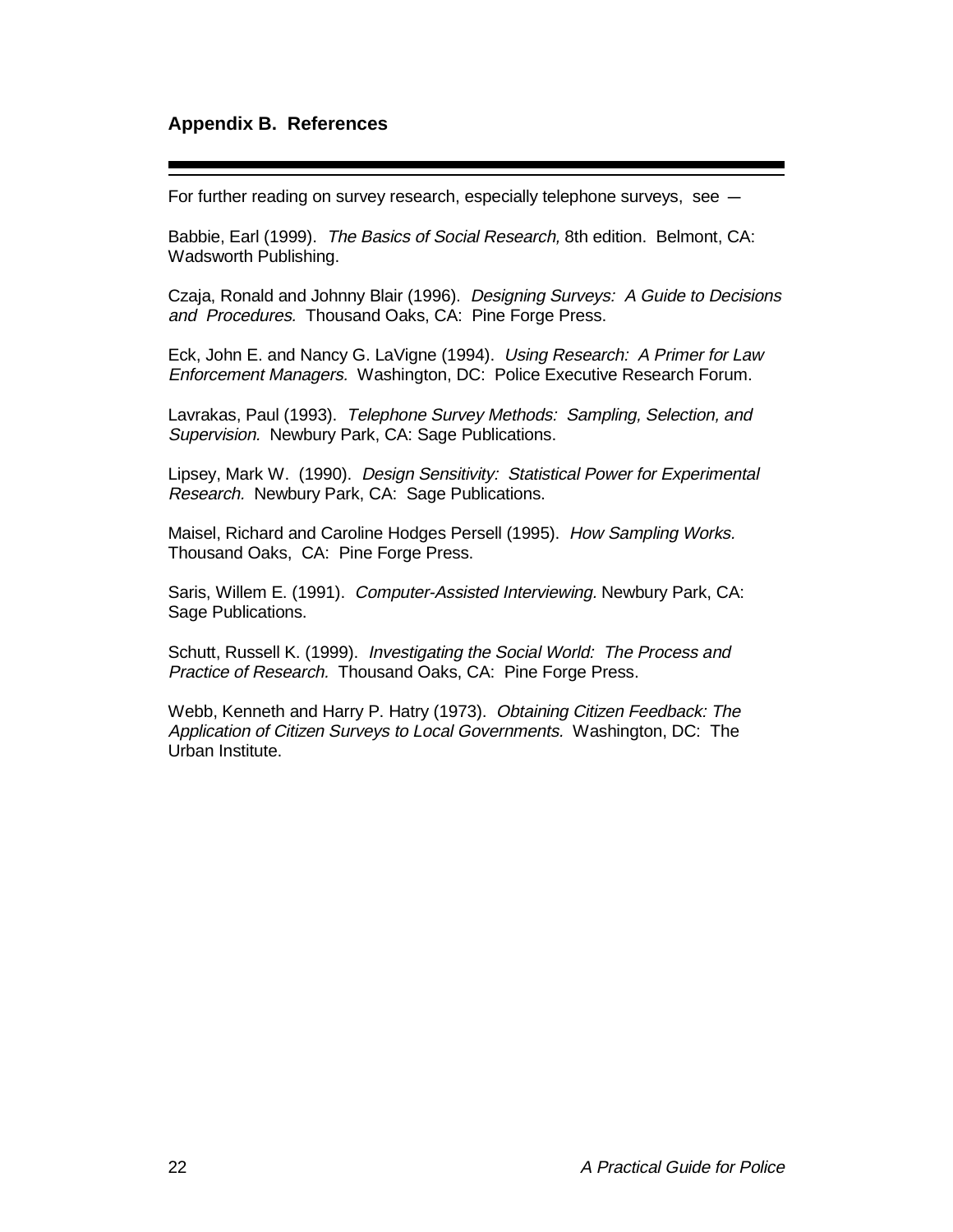## Appendix B. References

For further reading on survey research, especially telephone surveys, see —

Babbie, Earl (1999). *The Basics of Social Research,* 8th edition. Belmont, CA: Wadsworth Publishing.

Czaja, Ronald and Johnny Blair (1996). *Designing Surveys: A Guide to Decisions and Procedures.* Thousand Oaks, CA: Pine Forge Press.

Eck, John E. and Nancy G. LaVigne (1994). *Using Research: A Primer for Law Enforcement Managers.* Washington, DC: Police Executive Research Forum.

Lavrakas, Paul (1993). *Telephone Survey Methods: Sampling, Selection, and Supervision.* Newbury Park, CA: Sage Publications.

Lipsey, Mark W. (1990). *Design Sensitivity: Statistical Power for Experimental Research.* Newbury Park, CA: Sage Publications.

Maisel, Richard and Caroline Hodges Persell (1995). *How Sampling Works.* Thousand Oaks, CA: Pine Forge Press.

Saris, Willem E. (1991). *Computer-Assisted Interviewing.* Newbury Park, CA: Sage Publications.

Schutt, Russell K. (1999). *Investigating the Social World: The Process and Practice of Research.* Thousand Oaks, CA: Pine Forge Press.

Webb, Kenneth and Harry P. Hatry (1973). *Obtaining Citizen Feedback: The Application of Citizen Surveys to Local Governments.* Washington, DC: The Urban Institute.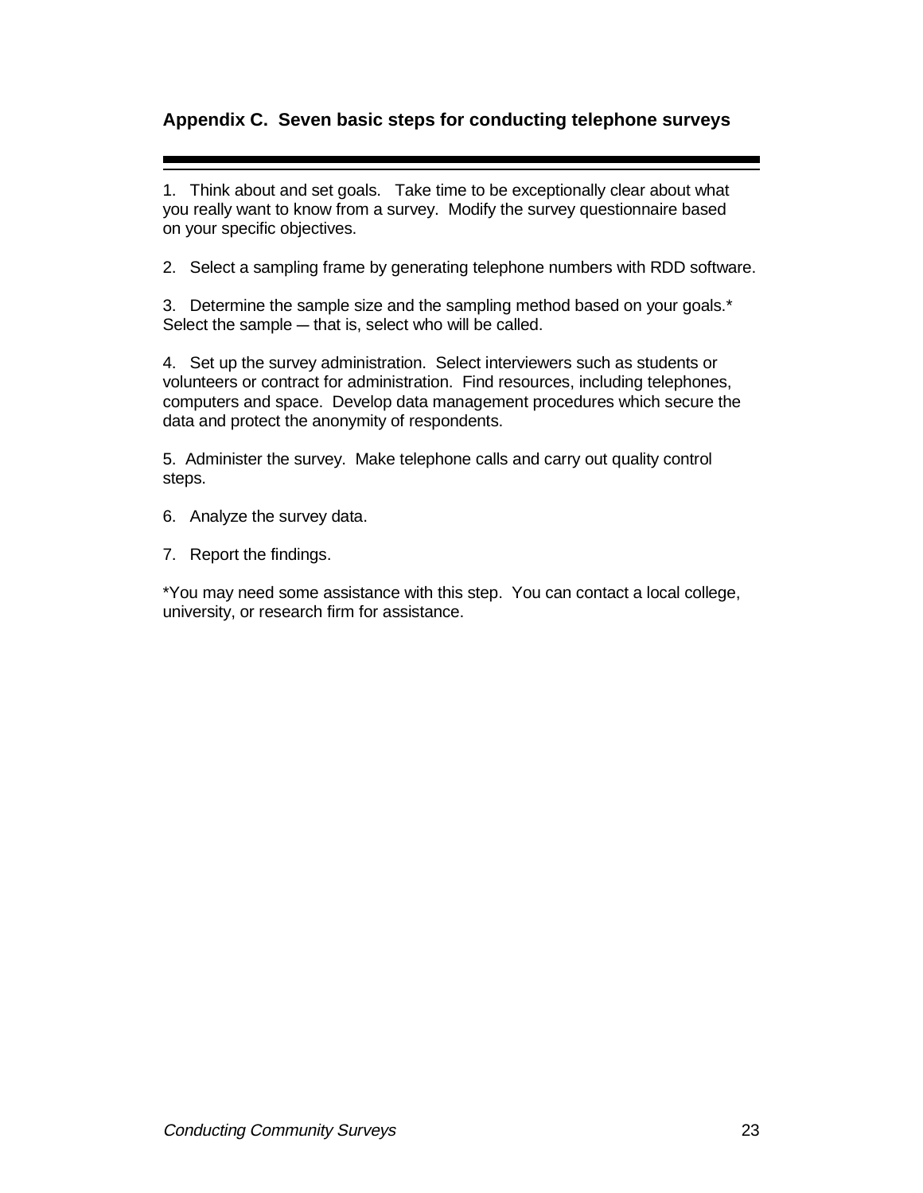## Appendix C. Seven basic steps for conducting telephone surveys

---

1. Think about and set goals. Take time to be exceptionally clear about what you really want to know from a survey. Modify the survey questionnaire based on your specific objectives.

2. Select a sampling frame by generating telephone numbers with RDD software.

3. Determine the sample size and the sampling method based on your goals.* Select the sample ─ that is, select who will be called.

4. Set up the survey administration. Select interviewers such as students or volunteers or contract for administration. Find resources, including telephones, computers and space. Develop data management procedures which secure the data and protect the anonymity of respondents.

5. Administer the survey. Make telephone calls and carry out quality control steps.

6. Analyze the survey data.

7. Report the findings.

*You may need some assistance with this step. You can contact a local college, university, or research firm for assistance.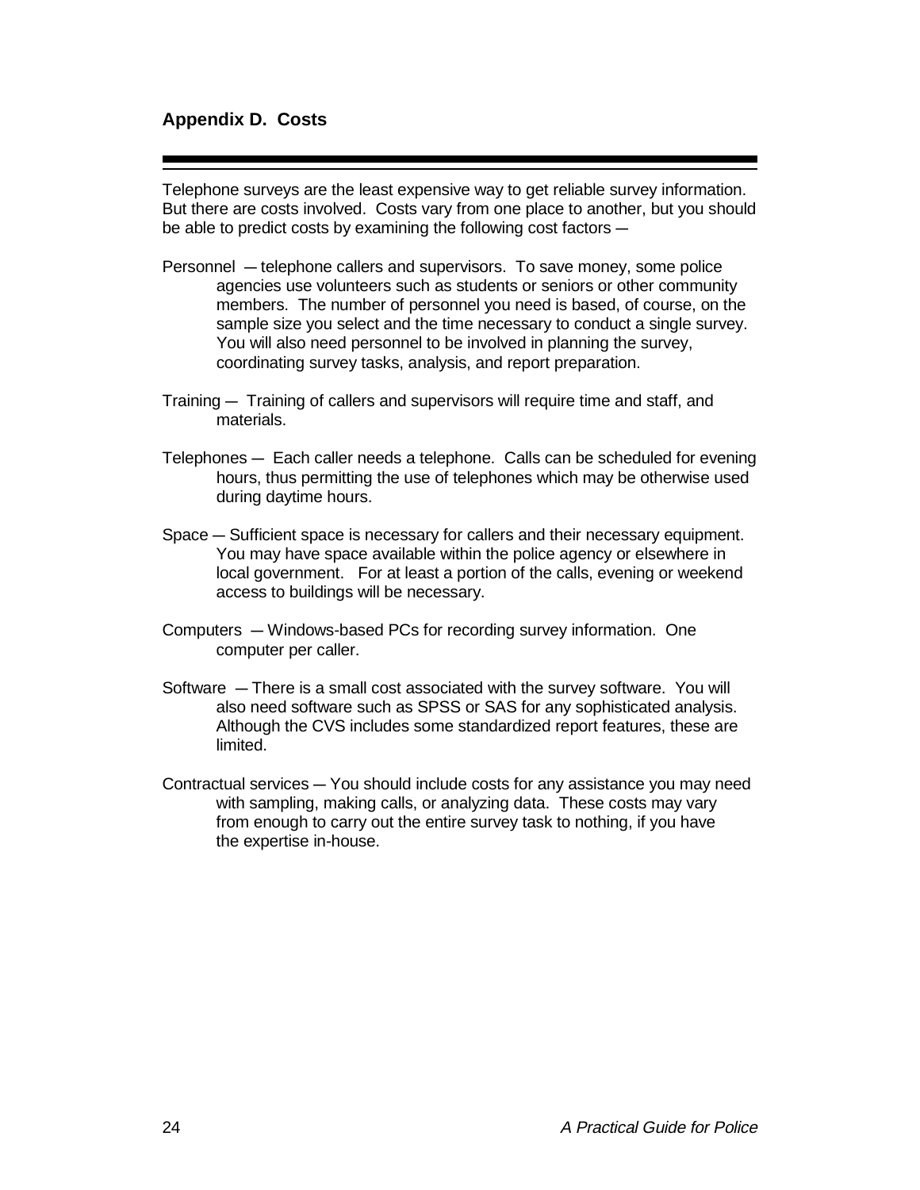## Appendix D. Costs

Telephone surveys are the least expensive way to get reliable survey information. But there are costs involved. Costs vary from one place to another, but you should be able to predict costs by examining the following cost factors —

Personnel — telephone callers and supervisors. To save money, some police agencies use volunteers such as students or seniors or other community members. The number of personnel you need is based, of course, on the sample size you select and the time necessary to conduct a single survey. You will also need personnel to be involved in planning the survey, coordinating survey tasks, analysis, and report preparation.

Training — Training of callers and supervisors will require time and staff, and materials.

Telephones — Each caller needs a telephone. Calls can be scheduled for evening hours, thus permitting the use of telephones which may be otherwise used during daytime hours.

Space — Sufficient space is necessary for callers and their necessary equipment. You may have space available within the police agency or elsewhere in local government. For at least a portion of the calls, evening or weekend access to buildings will be necessary.

Computers — Windows-based PCs for recording survey information. One computer per caller.

Software — There is a small cost associated with the survey software. You will also need software such as SPSS or SAS for any sophisticated analysis. Although the CVS includes some standardized report features, these are limited.

Contractual services — You should include costs for any assistance you may need with sampling, making calls, or analyzing data. These costs may vary from enough to carry out the entire survey task to nothing, if you have the expertise in-house.